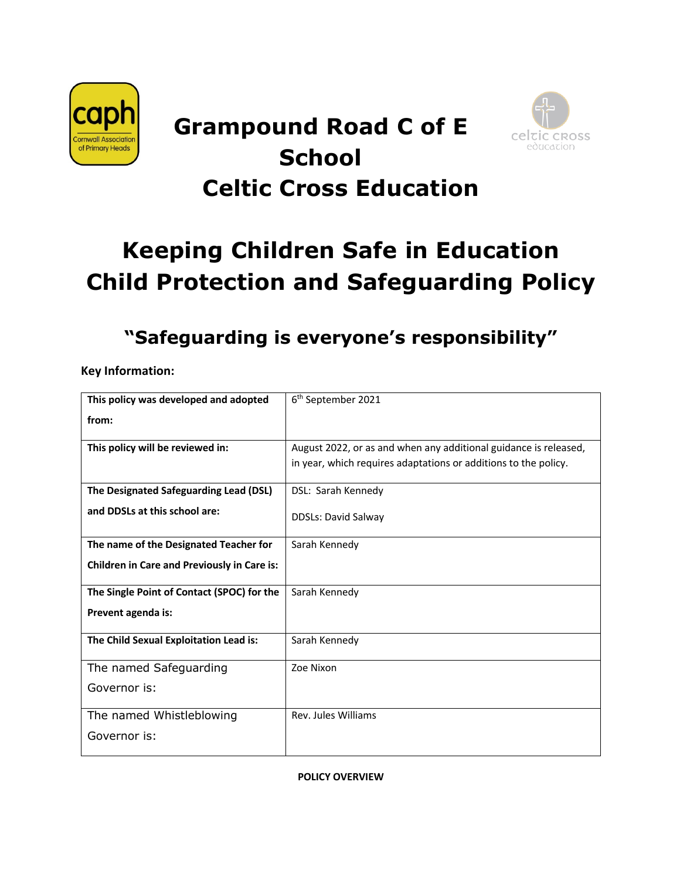# Grampound Road C of E School
# Celtic Cross Education

# Keeping Children Safe in Education
# Child Protection and Safeguarding Policy

## "Safeguarding is everyone's responsibility"

**Key Information:**

| | |
|---|---|
| **This policy was developed and adopted from:** | 6th September 2021 |
| **This policy will be reviewed in:** | August 2022, or as and when any additional guidance is released, in year, which requires adaptations or additions to the policy. |
| **The Designated Safeguarding Lead (DSL) and DDSLs at this school are:** | DSL: Sarah Kennedy<br><br>DDSLs: David Salway |
| **The name of the Designated Teacher for Children in Care and Previously in Care is:** | Sarah Kennedy |
| **The Single Point of Contact (SPOC) for the Prevent agenda is:** | Sarah Kennedy |
| **The Child Sexual Exploitation Lead is:** | Sarah Kennedy |
| The named Safeguarding Governor is: | Zoe Nixon |
| The named Whistleblowing Governor is: | Rev. Jules Williams |

**POLICY OVERVIEW**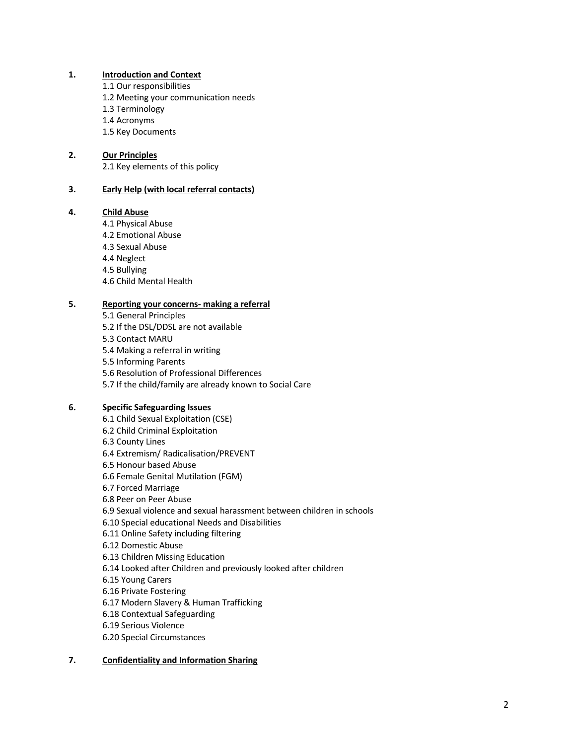**1. Introduction and Context**

- 1.1 Our responsibilities
- 1.2 Meeting your communication needs
- 1.3 Terminology
- 1.4 Acronyms
- 1.5 Key Documents

**2. Our Principles**

- 2.1 Key elements of this policy

**3. Early Help (with local referral contacts)**

**4. Child Abuse**

- 4.1 Physical Abuse
- 4.2 Emotional Abuse
- 4.3 Sexual Abuse
- 4.4 Neglect
- 4.5 Bullying
- 4.6 Child Mental Health

**5. Reporting your concerns- making a referral**

- 5.1 General Principles
- 5.2 If the DSL/DDSL are not available
- 5.3 Contact MARU
- 5.4 Making a referral in writing
- 5.5 Informing Parents
- 5.6 Resolution of Professional Differences
- 5.7 If the child/family are already known to Social Care

**6. Specific Safeguarding Issues**

- 6.1 Child Sexual Exploitation (CSE)
- 6.2 Child Criminal Exploitation
- 6.3 County Lines
- 6.4 Extremism/ Radicalisation/PREVENT
- 6.5 Honour based Abuse
- 6.6 Female Genital Mutilation (FGM)
- 6.7 Forced Marriage
- 6.8 Peer on Peer Abuse
- 6.9 Sexual violence and sexual harassment between children in schools
- 6.10 Special educational Needs and Disabilities
- 6.11 Online Safety including filtering
- 6.12 Domestic Abuse
- 6.13 Children Missing Education
- 6.14 Looked after Children and previously looked after children
- 6.15 Young Carers
- 6.16 Private Fostering
- 6.17 Modern Slavery & Human Trafficking
- 6.18 Contextual Safeguarding
- 6.19 Serious Violence
- 6.20 Special Circumstances

**7. Confidentiality and Information Sharing**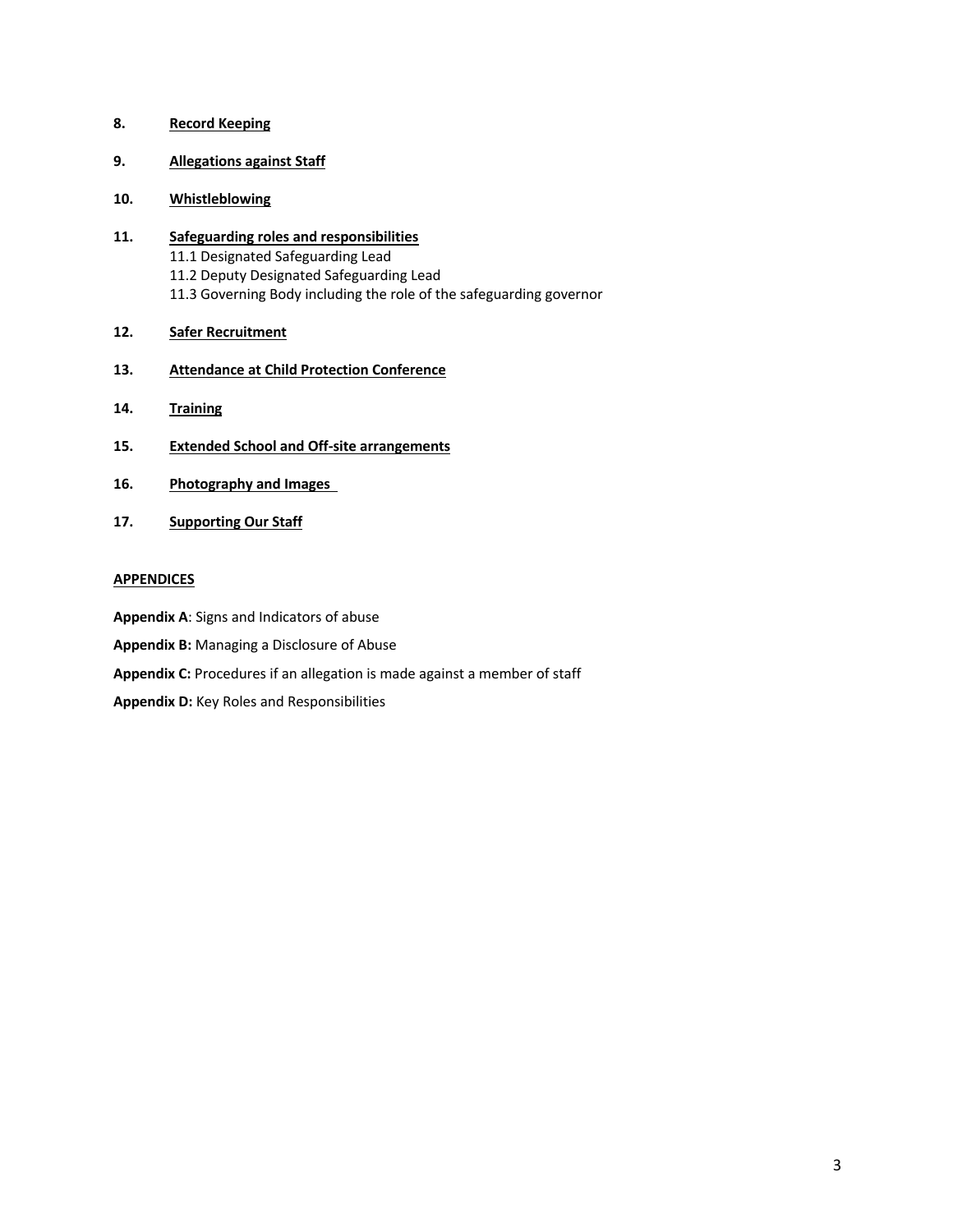**8. Record Keeping**

**9. Allegations against Staff**

**10. Whistleblowing**

**11. Safeguarding roles and responsibilities**
11.1 Designated Safeguarding Lead
11.2 Deputy Designated Safeguarding Lead
11.3 Governing Body including the role of the safeguarding governor

**12. Safer Recruitment**

**13. Attendance at Child Protection Conference**

**14. Training**

**15. Extended School and Off-site arrangements**

**16. Photography and Images**

**17. Supporting Our Staff**

**APPENDICES**

**Appendix A**: Signs and Indicators of abuse

**Appendix B:** Managing a Disclosure of Abuse

**Appendix C:** Procedures if an allegation is made against a member of staff

**Appendix D:** Key Roles and Responsibilities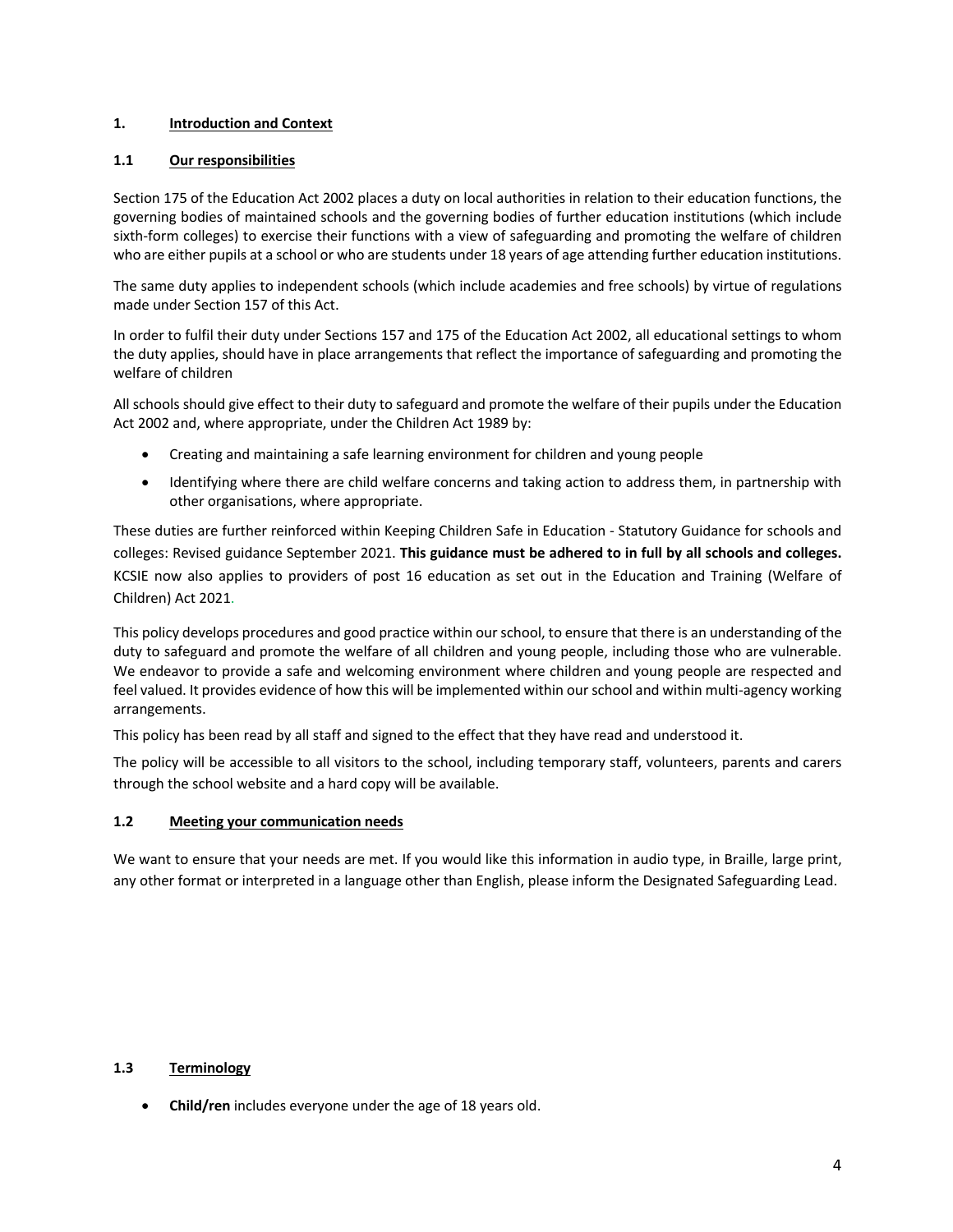## 1. Introduction and Context

### 1.1 Our responsibilities

Section 175 of the Education Act 2002 places a duty on local authorities in relation to their education functions, the governing bodies of maintained schools and the governing bodies of further education institutions (which include sixth-form colleges) to exercise their functions with a view of safeguarding and promoting the welfare of children who are either pupils at a school or who are students under 18 years of age attending further education institutions.

The same duty applies to independent schools (which include academies and free schools) by virtue of regulations made under Section 157 of this Act.

In order to fulfil their duty under Sections 157 and 175 of the Education Act 2002, all educational settings to whom the duty applies, should have in place arrangements that reflect the importance of safeguarding and promoting the welfare of children

All schools should give effect to their duty to safeguard and promote the welfare of their pupils under the Education Act 2002 and, where appropriate, under the Children Act 1989 by:

- Creating and maintaining a safe learning environment for children and young people
- Identifying where there are child welfare concerns and taking action to address them, in partnership with other organisations, where appropriate.

These duties are further reinforced within Keeping Children Safe in Education - Statutory Guidance for schools and colleges: Revised guidance September 2021. **This guidance must be adhered to in full by all schools and colleges.** KCSIE now also applies to providers of post 16 education as set out in the Education and Training (Welfare of Children) Act 2021.

This policy develops procedures and good practice within our school, to ensure that there is an understanding of the duty to safeguard and promote the welfare of all children and young people, including those who are vulnerable. We endeavor to provide a safe and welcoming environment where children and young people are respected and feel valued. It provides evidence of how this will be implemented within our school and within multi-agency working arrangements.

This policy has been read by all staff and signed to the effect that they have read and understood it.

The policy will be accessible to all visitors to the school, including temporary staff, volunteers, parents and carers through the school website and a hard copy will be available.

### 1.2 Meeting your communication needs

We want to ensure that your needs are met. If you would like this information in audio type, in Braille, large print, any other format or interpreted in a language other than English, please inform the Designated Safeguarding Lead.

### 1.3 Terminology

- **Child/ren** includes everyone under the age of 18 years old.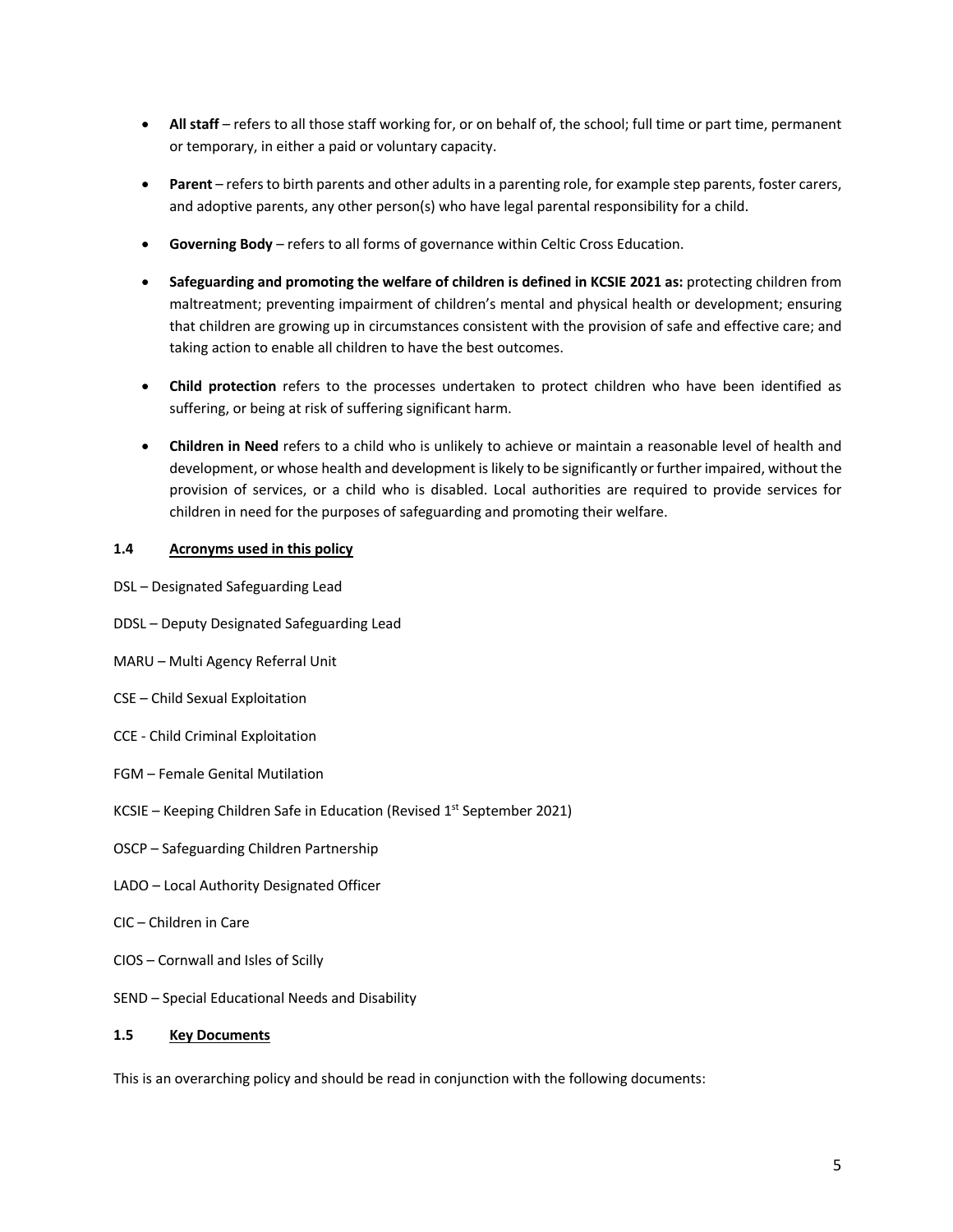- **All staff** – refers to all those staff working for, or on behalf of, the school; full time or part time, permanent or temporary, in either a paid or voluntary capacity.

- **Parent** – refers to birth parents and other adults in a parenting role, for example step parents, foster carers, and adoptive parents, any other person(s) who have legal parental responsibility for a child.

- **Governing Body** – refers to all forms of governance within Celtic Cross Education.

- **Safeguarding and promoting the welfare of children is defined in KCSIE 2021 as:** protecting children from maltreatment; preventing impairment of children's mental and physical health or development; ensuring that children are growing up in circumstances consistent with the provision of safe and effective care; and taking action to enable all children to have the best outcomes.

- **Child protection** refers to the processes undertaken to protect children who have been identified as suffering, or being at risk of suffering significant harm.

- **Children in Need** refers to a child who is unlikely to achieve or maintain a reasonable level of health and development, or whose health and development is likely to be significantly or further impaired, without the provision of services, or a child who is disabled. Local authorities are required to provide services for children in need for the purposes of safeguarding and promoting their welfare.

### 1.4 Acronyms used in this policy

DSL – Designated Safeguarding Lead

DDSL – Deputy Designated Safeguarding Lead

MARU – Multi Agency Referral Unit

CSE – Child Sexual Exploitation

CCE - Child Criminal Exploitation

FGM – Female Genital Mutilation

KCSIE – Keeping Children Safe in Education (Revised 1st September 2021)

OSCP – Safeguarding Children Partnership

LADO – Local Authority Designated Officer

CIC – Children in Care

CIOS – Cornwall and Isles of Scilly

SEND – Special Educational Needs and Disability

### 1.5 Key Documents

This is an overarching policy and should be read in conjunction with the following documents: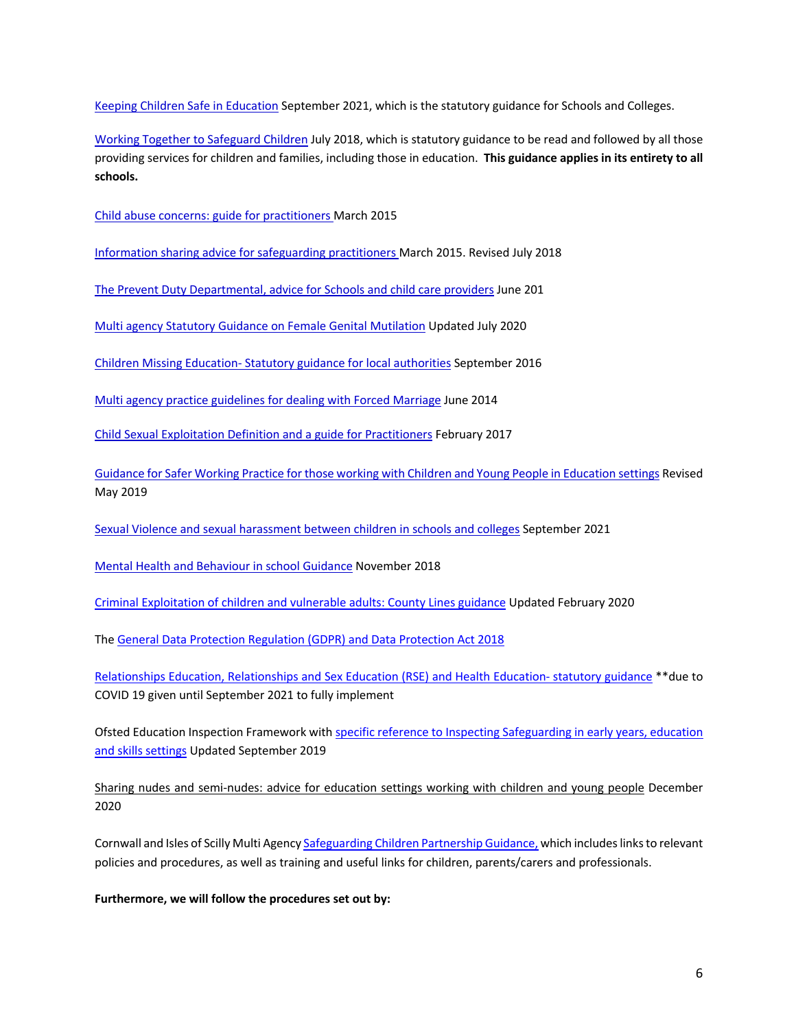Keeping Children Safe in Education September 2021, which is the statutory guidance for Schools and Colleges.

Working Together to Safeguard Children July 2018, which is statutory guidance to be read and followed by all those providing services for children and families, including those in education. **This guidance applies in its entirety to all schools.**

Child abuse concerns: guide for practitioners March 2015

Information sharing advice for safeguarding practitioners March 2015. Revised July 2018

The Prevent Duty Departmental, advice for Schools and child care providers June 201

Multi agency Statutory Guidance on Female Genital Mutilation Updated July 2020

Children Missing Education- Statutory guidance for local authorities September 2016

Multi agency practice guidelines for dealing with Forced Marriage June 2014

Child Sexual Exploitation Definition and a guide for Practitioners February 2017

Guidance for Safer Working Practice for those working with Children and Young People in Education settings Revised May 2019

Sexual Violence and sexual harassment between children in schools and colleges September 2021

Mental Health and Behaviour in school Guidance November 2018

Criminal Exploitation of children and vulnerable adults: County Lines guidance Updated February 2020

The General Data Protection Regulation (GDPR) and Data Protection Act 2018

Relationships Education, Relationships and Sex Education (RSE) and Health Education- statutory guidance **due to COVID 19 given until September 2021 to fully implement

Ofsted Education Inspection Framework with specific reference to Inspecting Safeguarding in early years, education and skills settings Updated September 2019

Sharing nudes and semi-nudes: advice for education settings working with children and young people December 2020

Cornwall and Isles of Scilly Multi Agency Safeguarding Children Partnership Guidance, which includes links to relevant policies and procedures, as well as training and useful links for children, parents/carers and professionals.

**Furthermore, we will follow the procedures set out by:**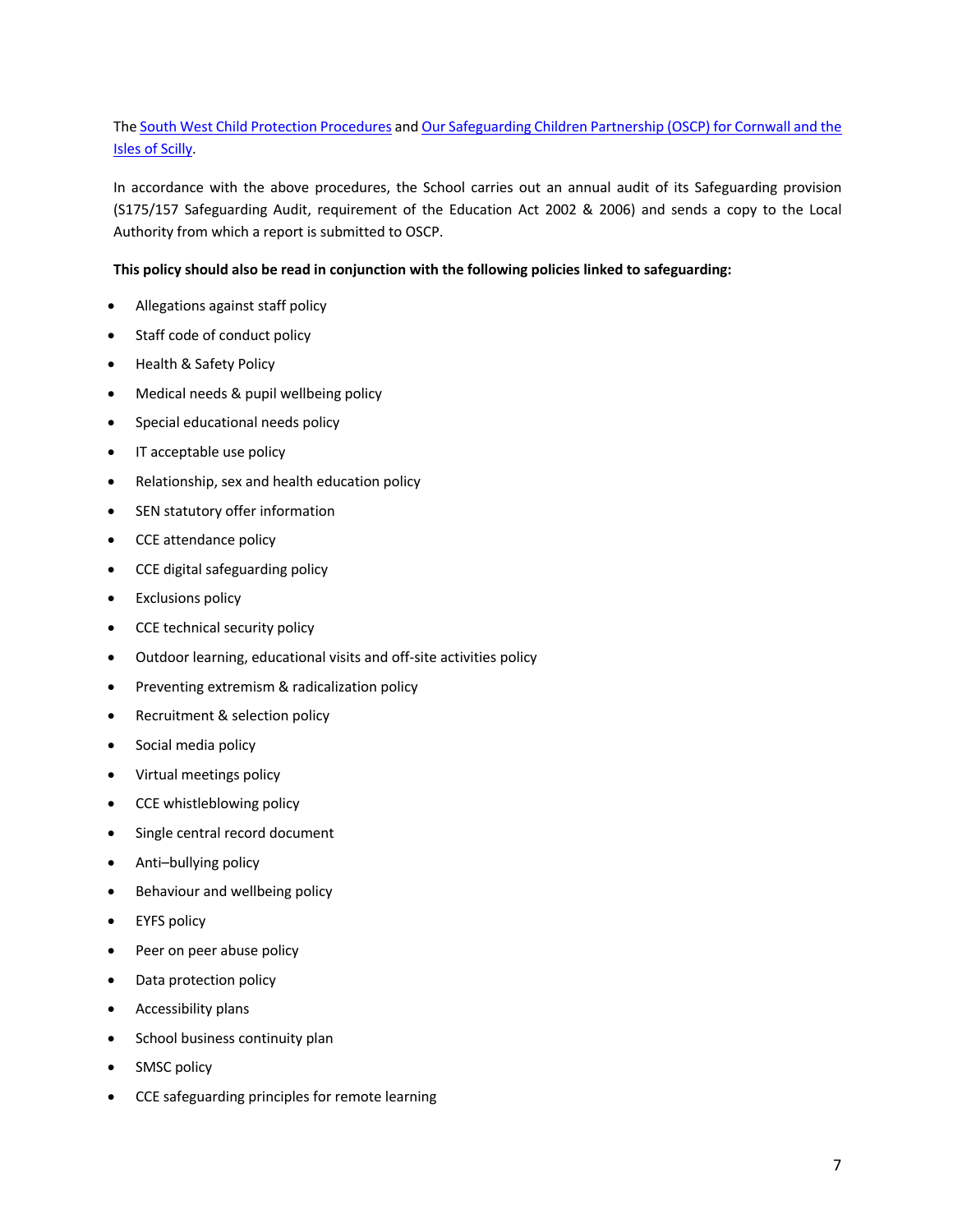The [South West Child Protection Procedures] and [Our Safeguarding Children Partnership (OSCP) for Cornwall and the Isles of Scilly].

In accordance with the above procedures, the School carries out an annual audit of its Safeguarding provision (S175/157 Safeguarding Audit, requirement of the Education Act 2002 & 2006) and sends a copy to the Local Authority from which a report is submitted to OSCP.

**This policy should also be read in conjunction with the following policies linked to safeguarding:**

- Allegations against staff policy
- Staff code of conduct policy
- Health & Safety Policy
- Medical needs & pupil wellbeing policy
- Special educational needs policy
- IT acceptable use policy
- Relationship, sex and health education policy
- SEN statutory offer information
- CCE attendance policy
- CCE digital safeguarding policy
- Exclusions policy
- CCE technical security policy
- Outdoor learning, educational visits and off-site activities policy
- Preventing extremism & radicalization policy
- Recruitment & selection policy
- Social media policy
- Virtual meetings policy
- CCE whistleblowing policy
- Single central record document
- Anti–bullying policy
- Behaviour and wellbeing policy
- EYFS policy
- Peer on peer abuse policy
- Data protection policy
- Accessibility plans
- School business continuity plan
- SMSC policy
- CCE safeguarding principles for remote learning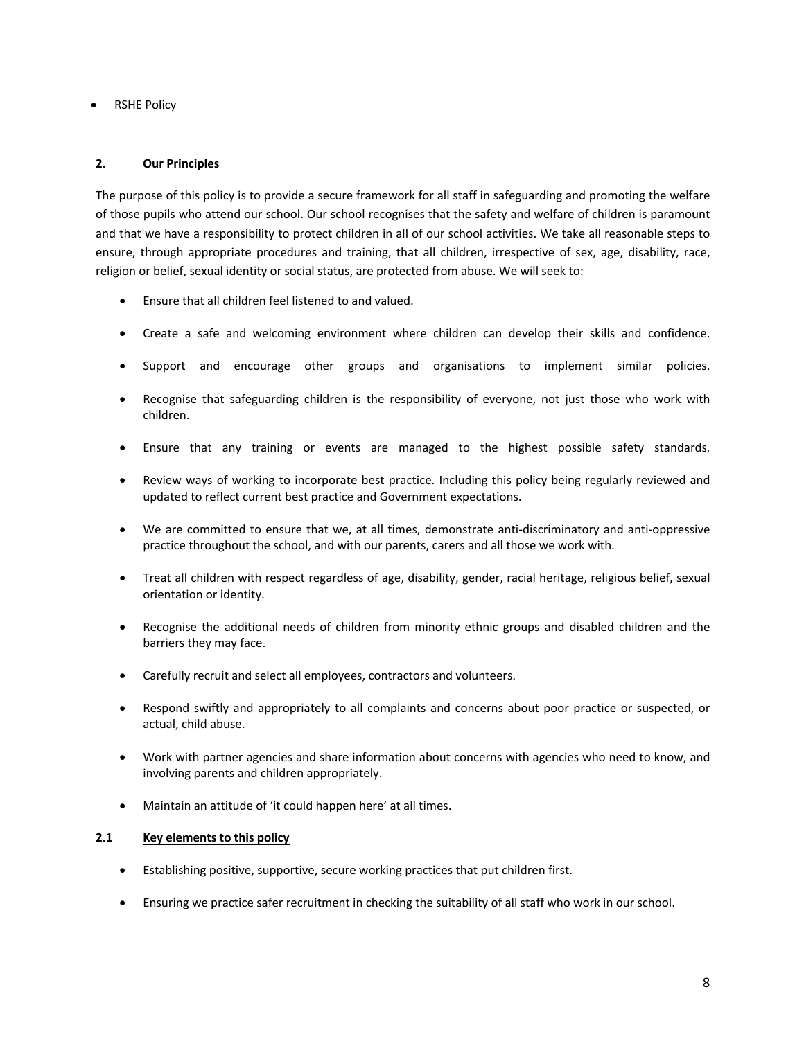- RSHE Policy

## 2. Our Principles

The purpose of this policy is to provide a secure framework for all staff in safeguarding and promoting the welfare of those pupils who attend our school. Our school recognises that the safety and welfare of children is paramount and that we have a responsibility to protect children in all of our school activities. We take all reasonable steps to ensure, through appropriate procedures and training, that all children, irrespective of sex, age, disability, race, religion or belief, sexual identity or social status, are protected from abuse. We will seek to:

- Ensure that all children feel listened to and valued.
- Create a safe and welcoming environment where children can develop their skills and confidence.
- Support and encourage other groups and organisations to implement similar policies.
- Recognise that safeguarding children is the responsibility of everyone, not just those who work with children.
- Ensure that any training or events are managed to the highest possible safety standards.
- Review ways of working to incorporate best practice. Including this policy being regularly reviewed and updated to reflect current best practice and Government expectations.
- We are committed to ensure that we, at all times, demonstrate anti-discriminatory and anti-oppressive practice throughout the school, and with our parents, carers and all those we work with.
- Treat all children with respect regardless of age, disability, gender, racial heritage, religious belief, sexual orientation or identity.
- Recognise the additional needs of children from minority ethnic groups and disabled children and the barriers they may face.
- Carefully recruit and select all employees, contractors and volunteers.
- Respond swiftly and appropriately to all complaints and concerns about poor practice or suspected, or actual, child abuse.
- Work with partner agencies and share information about concerns with agencies who need to know, and involving parents and children appropriately.
- Maintain an attitude of 'it could happen here' at all times.

### 2.1 Key elements to this policy

- Establishing positive, supportive, secure working practices that put children first.
- Ensuring we practice safer recruitment in checking the suitability of all staff who work in our school.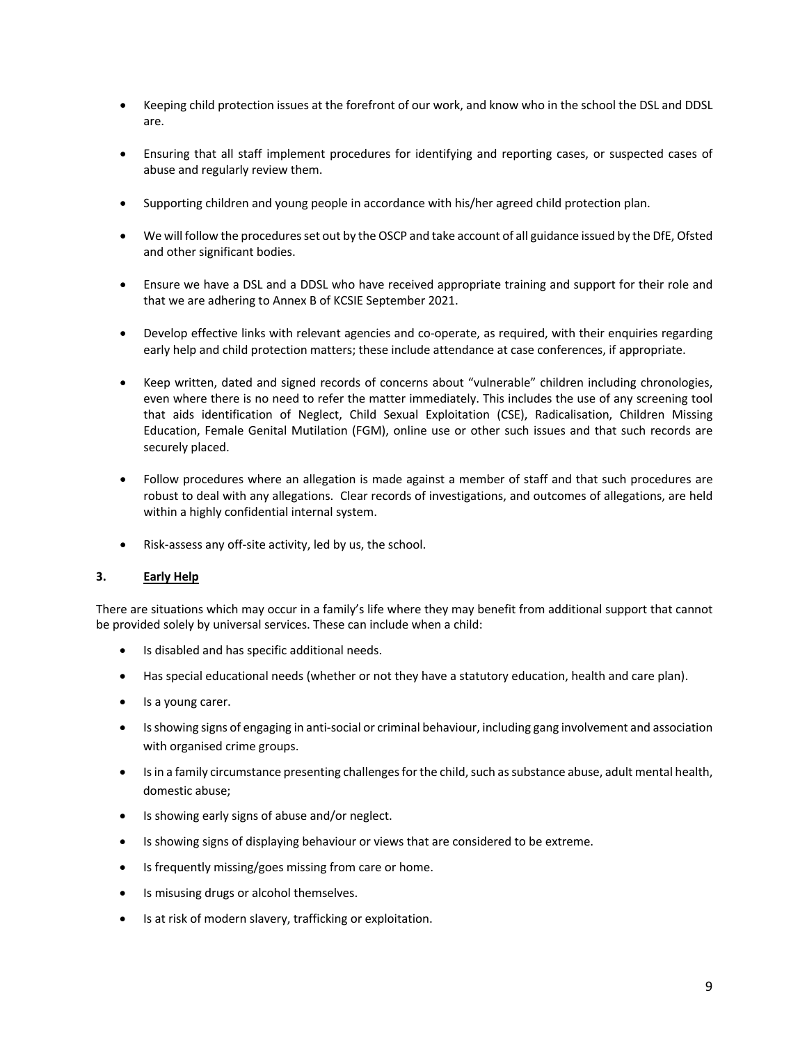- Keeping child protection issues at the forefront of our work, and know who in the school the DSL and DDSL are.
- Ensuring that all staff implement procedures for identifying and reporting cases, or suspected cases of abuse and regularly review them.
- Supporting children and young people in accordance with his/her agreed child protection plan.
- We will follow the procedures set out by the OSCP and take account of all guidance issued by the DfE, Ofsted and other significant bodies.
- Ensure we have a DSL and a DDSL who have received appropriate training and support for their role and that we are adhering to Annex B of KCSIE September 2021.
- Develop effective links with relevant agencies and co-operate, as required, with their enquiries regarding early help and child protection matters; these include attendance at case conferences, if appropriate.
- Keep written, dated and signed records of concerns about "vulnerable" children including chronologies, even where there is no need to refer the matter immediately. This includes the use of any screening tool that aids identification of Neglect, Child Sexual Exploitation (CSE), Radicalisation, Children Missing Education, Female Genital Mutilation (FGM), online use or other such issues and that such records are securely placed.
- Follow procedures where an allegation is made against a member of staff and that such procedures are robust to deal with any allegations. Clear records of investigations, and outcomes of allegations, are held within a highly confidential internal system.
- Risk-assess any off-site activity, led by us, the school.

## 3. Early Help

There are situations which may occur in a family's life where they may benefit from additional support that cannot be provided solely by universal services. These can include when a child:

- Is disabled and has specific additional needs.
- Has special educational needs (whether or not they have a statutory education, health and care plan).
- Is a young carer.
- Is showing signs of engaging in anti-social or criminal behaviour, including gang involvement and association with organised crime groups.
- Is in a family circumstance presenting challenges for the child, such as substance abuse, adult mental health, domestic abuse;
- Is showing early signs of abuse and/or neglect.
- Is showing signs of displaying behaviour or views that are considered to be extreme.
- Is frequently missing/goes missing from care or home.
- Is misusing drugs or alcohol themselves.
- Is at risk of modern slavery, trafficking or exploitation.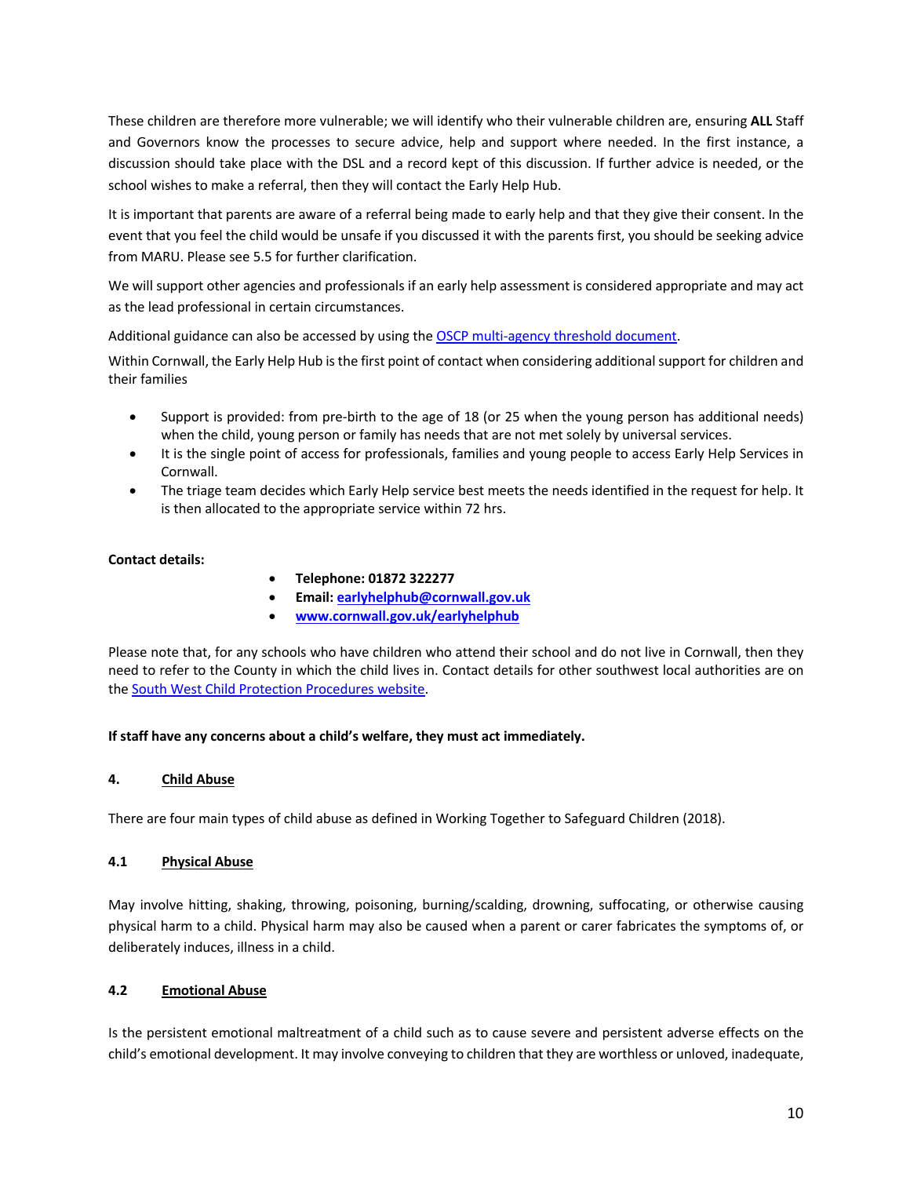These children are therefore more vulnerable; we will identify who their vulnerable children are, ensuring **ALL** Staff and Governors know the processes to secure advice, help and support where needed. In the first instance, a discussion should take place with the DSL and a record kept of this discussion. If further advice is needed, or the school wishes to make a referral, then they will contact the Early Help Hub.

It is important that parents are aware of a referral being made to early help and that they give their consent. In the event that you feel the child would be unsafe if you discussed it with the parents first, you should be seeking advice from MARU. Please see 5.5 for further clarification.

We will support other agencies and professionals if an early help assessment is considered appropriate and may act as the lead professional in certain circumstances.

Additional guidance can also be accessed by using the [OSCP multi-agency threshold document](#).

Within Cornwall, the Early Help Hub is the first point of contact when considering additional support for children and their families

- Support is provided: from pre-birth to the age of 18 (or 25 when the young person has additional needs) when the child, young person or family has needs that are not met solely by universal services.
- It is the single point of access for professionals, families and young people to access Early Help Services in Cornwall.
- The triage team decides which Early Help service best meets the needs identified in the request for help. It is then allocated to the appropriate service within 72 hrs.

**Contact details:**

- **Telephone: 01872 322277**
- **Email: earlyhelphub@cornwall.gov.uk**
- **www.cornwall.gov.uk/earlyhelphub**

Please note that, for any schools who have children who attend their school and do not live in Cornwall, then they need to refer to the County in which the child lives in. Contact details for other southwest local authorities are on the [South West Child Protection Procedures website](#).

**If staff have any concerns about a child's welfare, they must act immediately.**

## 4. Child Abuse

There are four main types of child abuse as defined in Working Together to Safeguard Children (2018).

### 4.1 Physical Abuse

May involve hitting, shaking, throwing, poisoning, burning/scalding, drowning, suffocating, or otherwise causing physical harm to a child. Physical harm may also be caused when a parent or carer fabricates the symptoms of, or deliberately induces, illness in a child.

### 4.2 Emotional Abuse

Is the persistent emotional maltreatment of a child such as to cause severe and persistent adverse effects on the child's emotional development. It may involve conveying to children that they are worthless or unloved, inadequate,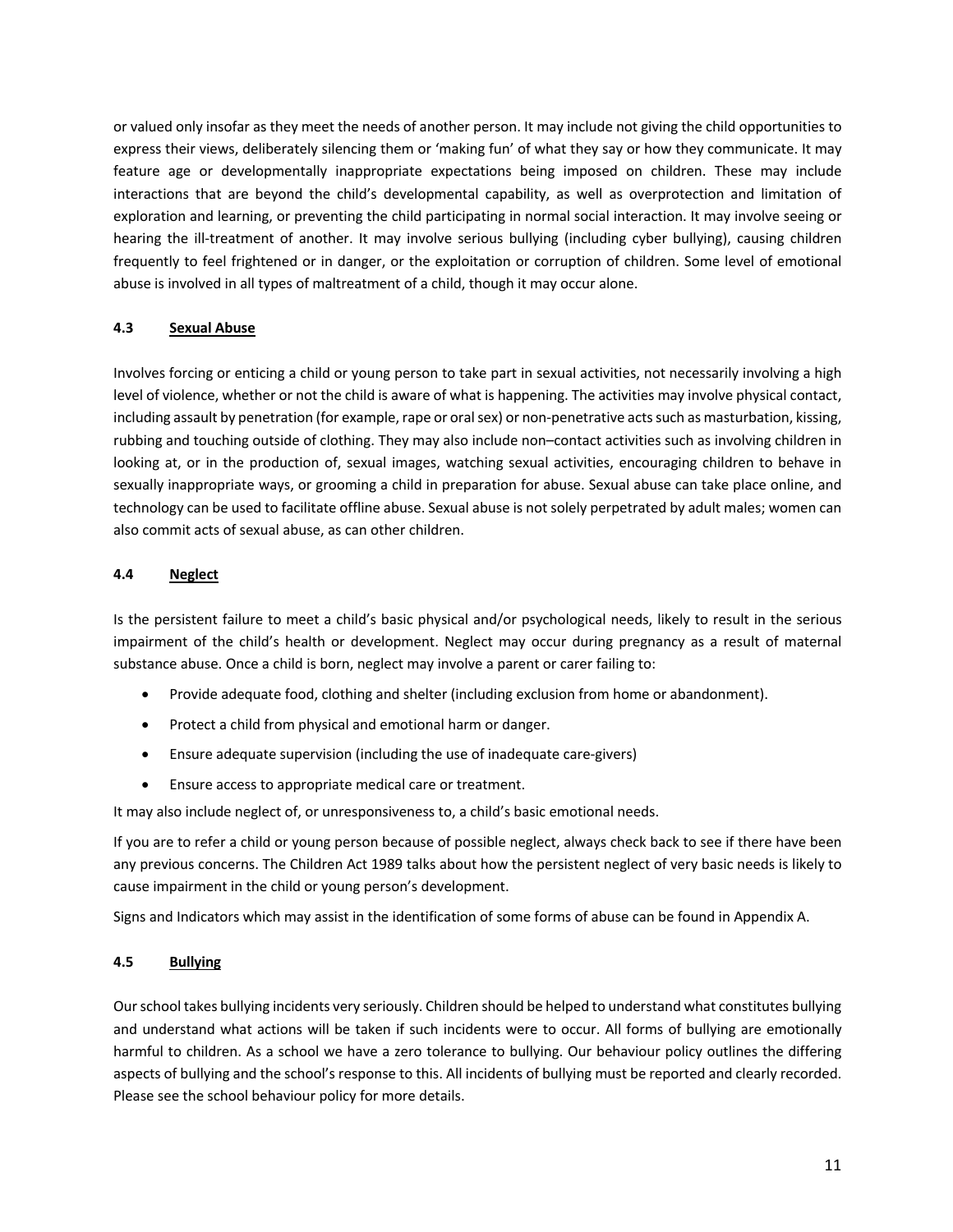or valued only insofar as they meet the needs of another person. It may include not giving the child opportunities to express their views, deliberately silencing them or 'making fun' of what they say or how they communicate. It may feature age or developmentally inappropriate expectations being imposed on children. These may include interactions that are beyond the child's developmental capability, as well as overprotection and limitation of exploration and learning, or preventing the child participating in normal social interaction. It may involve seeing or hearing the ill-treatment of another. It may involve serious bullying (including cyber bullying), causing children frequently to feel frightened or in danger, or the exploitation or corruption of children. Some level of emotional abuse is involved in all types of maltreatment of a child, though it may occur alone.

### 4.3 Sexual Abuse

Involves forcing or enticing a child or young person to take part in sexual activities, not necessarily involving a high level of violence, whether or not the child is aware of what is happening. The activities may involve physical contact, including assault by penetration (for example, rape or oral sex) or non-penetrative acts such as masturbation, kissing, rubbing and touching outside of clothing. They may also include non–contact activities such as involving children in looking at, or in the production of, sexual images, watching sexual activities, encouraging children to behave in sexually inappropriate ways, or grooming a child in preparation for abuse. Sexual abuse can take place online, and technology can be used to facilitate offline abuse. Sexual abuse is not solely perpetrated by adult males; women can also commit acts of sexual abuse, as can other children.

### 4.4 Neglect

Is the persistent failure to meet a child's basic physical and/or psychological needs, likely to result in the serious impairment of the child's health or development. Neglect may occur during pregnancy as a result of maternal substance abuse. Once a child is born, neglect may involve a parent or carer failing to:

- Provide adequate food, clothing and shelter (including exclusion from home or abandonment).
- Protect a child from physical and emotional harm or danger.
- Ensure adequate supervision (including the use of inadequate care-givers)
- Ensure access to appropriate medical care or treatment.

It may also include neglect of, or unresponsiveness to, a child's basic emotional needs.

If you are to refer a child or young person because of possible neglect, always check back to see if there have been any previous concerns. The Children Act 1989 talks about how the persistent neglect of very basic needs is likely to cause impairment in the child or young person's development.

Signs and Indicators which may assist in the identification of some forms of abuse can be found in Appendix A.

### 4.5 Bullying

Our school takes bullying incidents very seriously. Children should be helped to understand what constitutes bullying and understand what actions will be taken if such incidents were to occur. All forms of bullying are emotionally harmful to children. As a school we have a zero tolerance to bullying. Our behaviour policy outlines the differing aspects of bullying and the school's response to this. All incidents of bullying must be reported and clearly recorded. Please see the school behaviour policy for more details.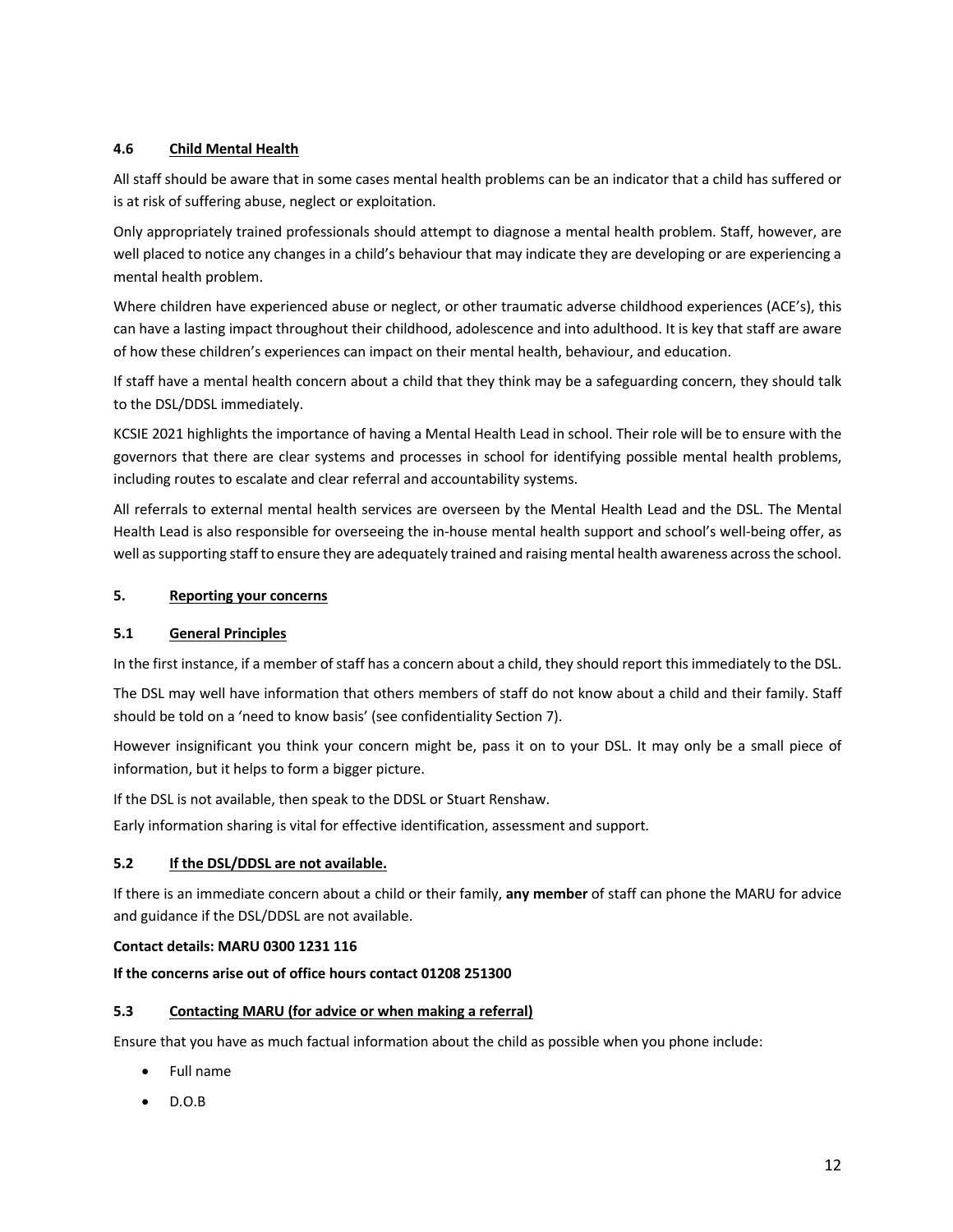### 4.6 Child Mental Health

All staff should be aware that in some cases mental health problems can be an indicator that a child has suffered or is at risk of suffering abuse, neglect or exploitation.

Only appropriately trained professionals should attempt to diagnose a mental health problem. Staff, however, are well placed to notice any changes in a child's behaviour that may indicate they are developing or are experiencing a mental health problem.

Where children have experienced abuse or neglect, or other traumatic adverse childhood experiences (ACE's), this can have a lasting impact throughout their childhood, adolescence and into adulthood. It is key that staff are aware of how these children's experiences can impact on their mental health, behaviour, and education.

If staff have a mental health concern about a child that they think may be a safeguarding concern, they should talk to the DSL/DDSL immediately.

KCSIE 2021 highlights the importance of having a Mental Health Lead in school. Their role will be to ensure with the governors that there are clear systems and processes in school for identifying possible mental health problems, including routes to escalate and clear referral and accountability systems.

All referrals to external mental health services are overseen by the Mental Health Lead and the DSL. The Mental Health Lead is also responsible for overseeing the in-house mental health support and school's well-being offer, as well as supporting staff to ensure they are adequately trained and raising mental health awareness across the school.

## 5. Reporting your concerns

### 5.1 General Principles

In the first instance, if a member of staff has a concern about a child, they should report this immediately to the DSL.

The DSL may well have information that others members of staff do not know about a child and their family. Staff should be told on a 'need to know basis' (see confidentiality Section 7).

However insignificant you think your concern might be, pass it on to your DSL. It may only be a small piece of information, but it helps to form a bigger picture.

If the DSL is not available, then speak to the DDSL or Stuart Renshaw.

Early information sharing is vital for effective identification, assessment and support.

### 5.2 If the DSL/DDSL are not available.

If there is an immediate concern about a child or their family, **any member** of staff can phone the MARU for advice and guidance if the DSL/DDSL are not available.

**Contact details: MARU 0300 1231 116**

**If the concerns arise out of office hours contact 01208 251300**

### 5.3 Contacting MARU (for advice or when making a referral)

Ensure that you have as much factual information about the child as possible when you phone include:

- Full name
- D.O.B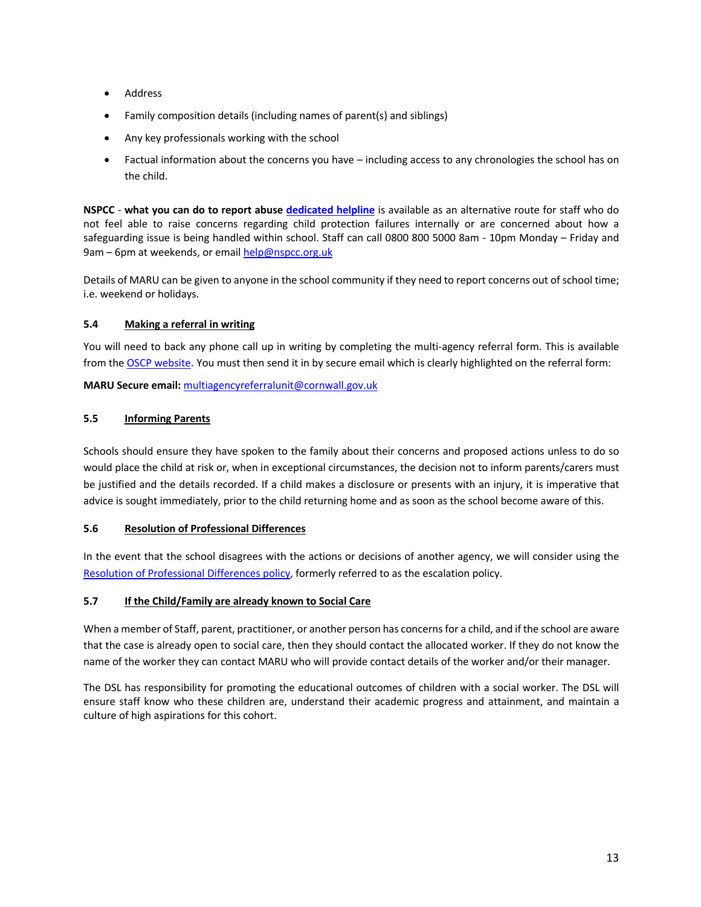- Address
- Family composition details (including names of parent(s) and siblings)
- Any key professionals working with the school
- Factual information about the concerns you have – including access to any chronologies the school has on the child.

**NSPCC** - **what you can do to report abuse dedicated helpline** is available as an alternative route for staff who do not feel able to raise concerns regarding child protection failures internally or are concerned about how a safeguarding issue is being handled within school. Staff can call 0800 800 5000 8am - 10pm Monday – Friday and 9am – 6pm at weekends, or email help@nspcc.org.uk

Details of MARU can be given to anyone in the school community if they need to report concerns out of school time; i.e. weekend or holidays.

### 5.4 Making a referral in writing

You will need to back any phone call up in writing by completing the multi-agency referral form. This is available from the OSCP website. You must then send it in by secure email which is clearly highlighted on the referral form:

**MARU Secure email:** multiagencyreferralunit@cornwall.gov.uk

### 5.5 Informing Parents

Schools should ensure they have spoken to the family about their concerns and proposed actions unless to do so would place the child at risk or, when in exceptional circumstances, the decision not to inform parents/carers must be justified and the details recorded. If a child makes a disclosure or presents with an injury, it is imperative that advice is sought immediately, prior to the child returning home and as soon as the school become aware of this.

### 5.6 Resolution of Professional Differences

In the event that the school disagrees with the actions or decisions of another agency, we will consider using the Resolution of Professional Differences policy, formerly referred to as the escalation policy.

### 5.7 If the Child/Family are already known to Social Care

When a member of Staff, parent, practitioner, or another person has concerns for a child, and if the school are aware that the case is already open to social care, then they should contact the allocated worker. If they do not know the name of the worker they can contact MARU who will provide contact details of the worker and/or their manager.

The DSL has responsibility for promoting the educational outcomes of children with a social worker. The DSL will ensure staff know who these children are, understand their academic progress and attainment, and maintain a culture of high aspirations for this cohort.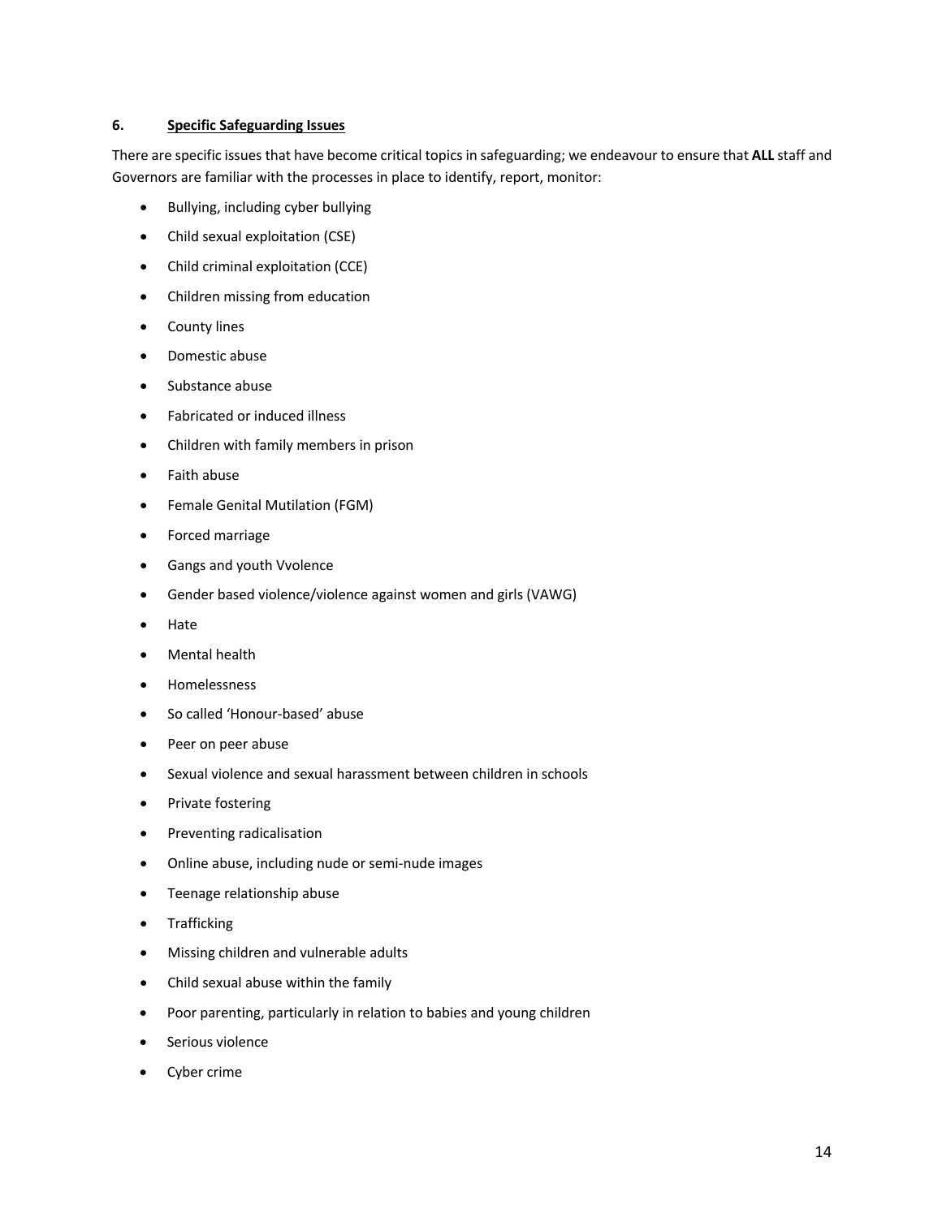## 6. Specific Safeguarding Issues

There are specific issues that have become critical topics in safeguarding; we endeavour to ensure that **ALL** staff and Governors are familiar with the processes in place to identify, report, monitor:

- Bullying, including cyber bullying
- Child sexual exploitation (CSE)
- Child criminal exploitation (CCE)
- Children missing from education
- County lines
- Domestic abuse
- Substance abuse
- Fabricated or induced illness
- Children with family members in prison
- Faith abuse
- Female Genital Mutilation (FGM)
- Forced marriage
- Gangs and youth Vvolence
- Gender based violence/violence against women and girls (VAWG)
- Hate
- Mental health
- Homelessness
- So called 'Honour-based' abuse
- Peer on peer abuse
- Sexual violence and sexual harassment between children in schools
- Private fostering
- Preventing radicalisation
- Online abuse, including nude or semi-nude images
- Teenage relationship abuse
- Trafficking
- Missing children and vulnerable adults
- Child sexual abuse within the family
- Poor parenting, particularly in relation to babies and young children
- Serious violence
- Cyber crime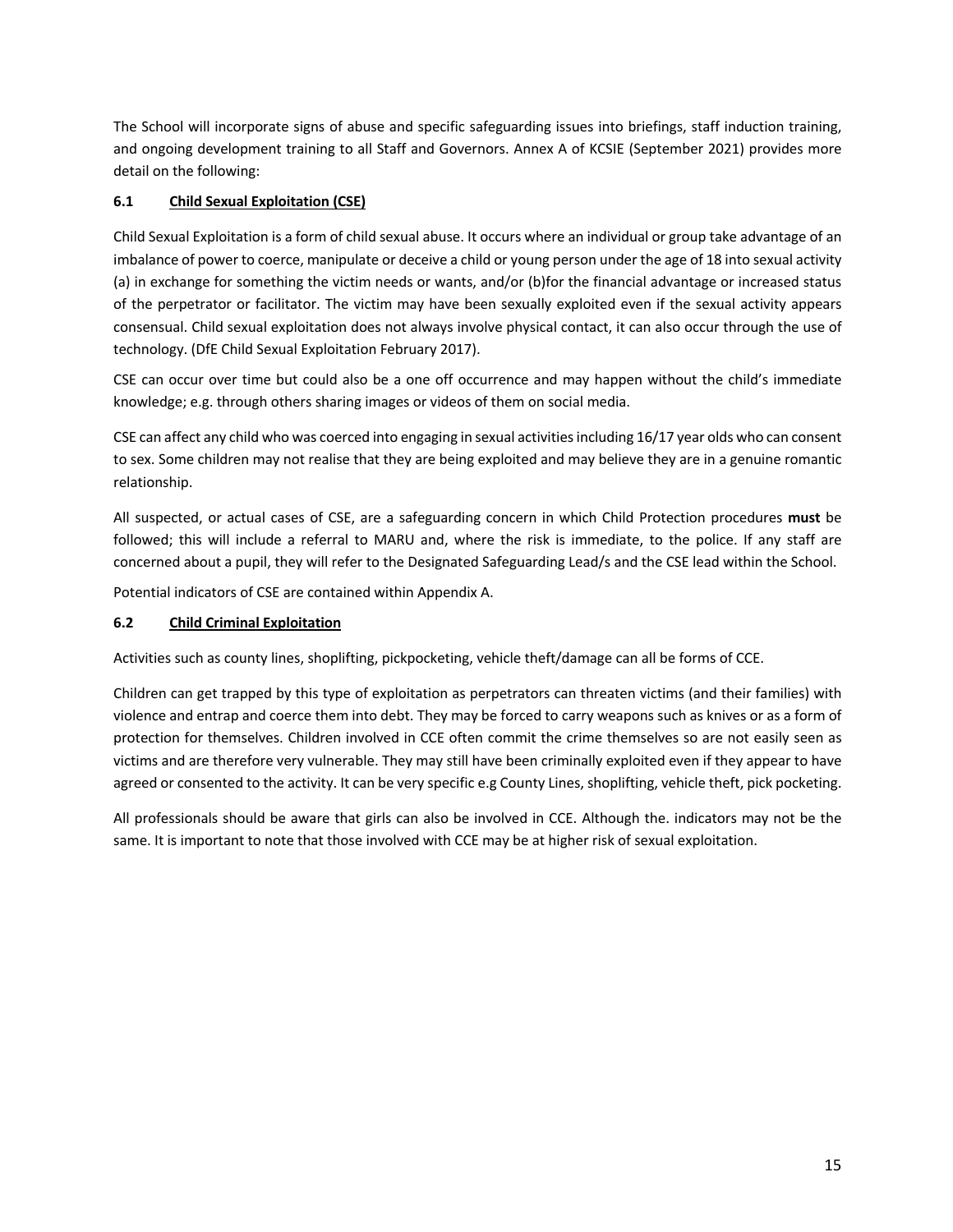The School will incorporate signs of abuse and specific safeguarding issues into briefings, staff induction training, and ongoing development training to all Staff and Governors. Annex A of KCSIE (September 2021) provides more detail on the following:

### 6.1 <u>Child Sexual Exploitation (CSE)</u>

Child Sexual Exploitation is a form of child sexual abuse. It occurs where an individual or group take advantage of an imbalance of power to coerce, manipulate or deceive a child or young person under the age of 18 into sexual activity (a) in exchange for something the victim needs or wants, and/or (b)for the financial advantage or increased status of the perpetrator or facilitator. The victim may have been sexually exploited even if the sexual activity appears consensual. Child sexual exploitation does not always involve physical contact, it can also occur through the use of technology. (DfE Child Sexual Exploitation February 2017).

CSE can occur over time but could also be a one off occurrence and may happen without the child's immediate knowledge; e.g. through others sharing images or videos of them on social media.

CSE can affect any child who was coerced into engaging in sexual activities including 16/17 year olds who can consent to sex. Some children may not realise that they are being exploited and may believe they are in a genuine romantic relationship.

All suspected, or actual cases of CSE, are a safeguarding concern in which Child Protection procedures **must** be followed; this will include a referral to MARU and, where the risk is immediate, to the police. If any staff are concerned about a pupil, they will refer to the Designated Safeguarding Lead/s and the CSE lead within the School.

Potential indicators of CSE are contained within Appendix A.

### 6.2 <u>Child Criminal Exploitation</u>

Activities such as county lines, shoplifting, pickpocketing, vehicle theft/damage can all be forms of CCE.

Children can get trapped by this type of exploitation as perpetrators can threaten victims (and their families) with violence and entrap and coerce them into debt. They may be forced to carry weapons such as knives or as a form of protection for themselves. Children involved in CCE often commit the crime themselves so are not easily seen as victims and are therefore very vulnerable. They may still have been criminally exploited even if they appear to have agreed or consented to the activity. It can be very specific e.g County Lines, shoplifting, vehicle theft, pick pocketing.

All professionals should be aware that girls can also be involved in CCE. Although the. indicators may not be the same. It is important to note that those involved with CCE may be at higher risk of sexual exploitation.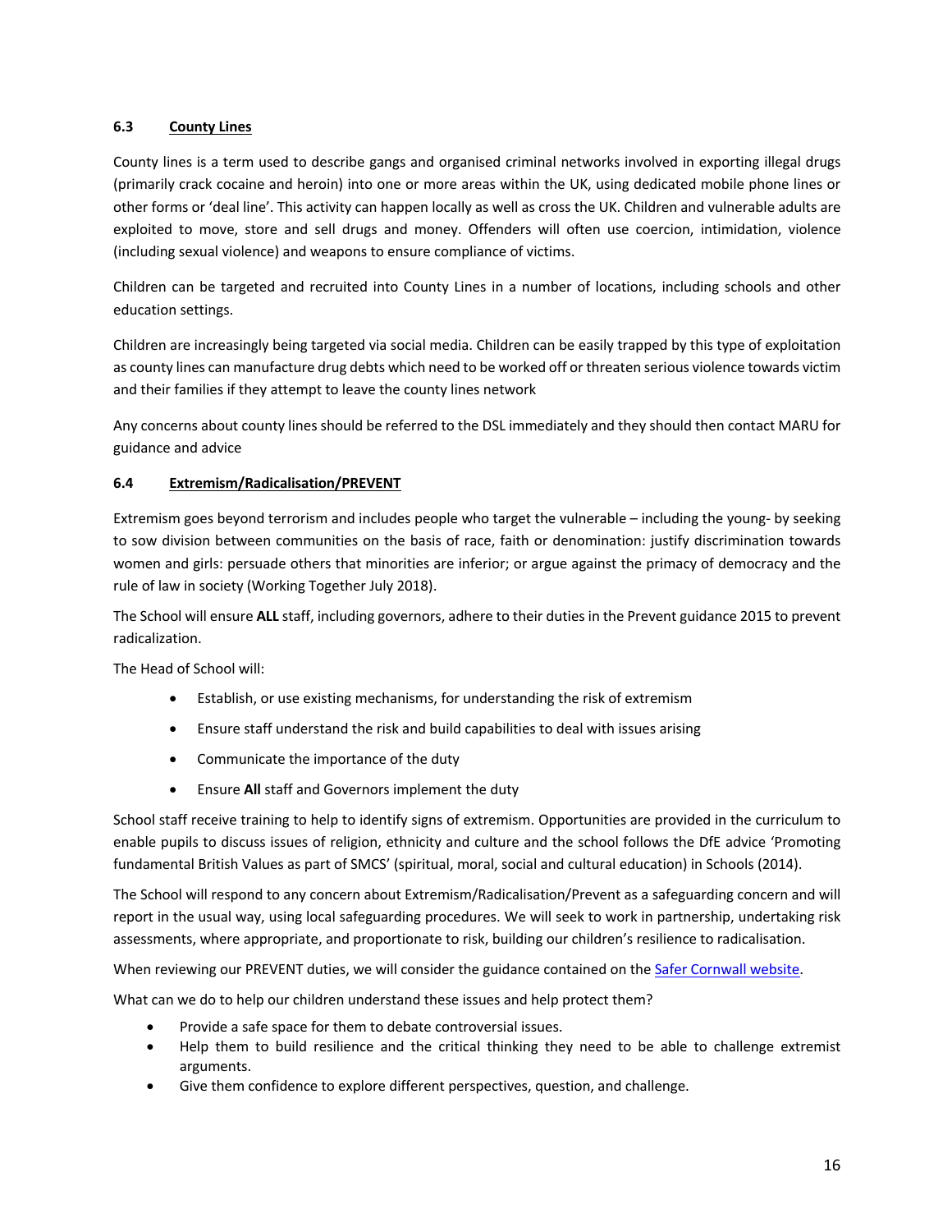### 6.3 County Lines

County lines is a term used to describe gangs and organised criminal networks involved in exporting illegal drugs (primarily crack cocaine and heroin) into one or more areas within the UK, using dedicated mobile phone lines or other forms or 'deal line'. This activity can happen locally as well as cross the UK. Children and vulnerable adults are exploited to move, store and sell drugs and money. Offenders will often use coercion, intimidation, violence (including sexual violence) and weapons to ensure compliance of victims.

Children can be targeted and recruited into County Lines in a number of locations, including schools and other education settings.

Children are increasingly being targeted via social media. Children can be easily trapped by this type of exploitation as county lines can manufacture drug debts which need to be worked off or threaten serious violence towards victim and their families if they attempt to leave the county lines network

Any concerns about county lines should be referred to the DSL immediately and they should then contact MARU for guidance and advice

### 6.4 Extremism/Radicalisation/PREVENT

Extremism goes beyond terrorism and includes people who target the vulnerable – including the young- by seeking to sow division between communities on the basis of race, faith or denomination: justify discrimination towards women and girls: persuade others that minorities are inferior; or argue against the primacy of democracy and the rule of law in society (Working Together July 2018).

The School will ensure **ALL** staff, including governors, adhere to their duties in the Prevent guidance 2015 to prevent radicalization.

The Head of School will:

- Establish, or use existing mechanisms, for understanding the risk of extremism
- Ensure staff understand the risk and build capabilities to deal with issues arising
- Communicate the importance of the duty
- Ensure **All** staff and Governors implement the duty

School staff receive training to help to identify signs of extremism. Opportunities are provided in the curriculum to enable pupils to discuss issues of religion, ethnicity and culture and the school follows the DfE advice 'Promoting fundamental British Values as part of SMCS' (spiritual, moral, social and cultural education) in Schools (2014).

The School will respond to any concern about Extremism/Radicalisation/Prevent as a safeguarding concern and will report in the usual way, using local safeguarding procedures. We will seek to work in partnership, undertaking risk assessments, where appropriate, and proportionate to risk, building our children's resilience to radicalisation.

When reviewing our PREVENT duties, we will consider the guidance contained on the Safer Cornwall website.

What can we do to help our children understand these issues and help protect them?

- Provide a safe space for them to debate controversial issues.
- Help them to build resilience and the critical thinking they need to be able to challenge extremist arguments.
- Give them confidence to explore different perspectives, question, and challenge.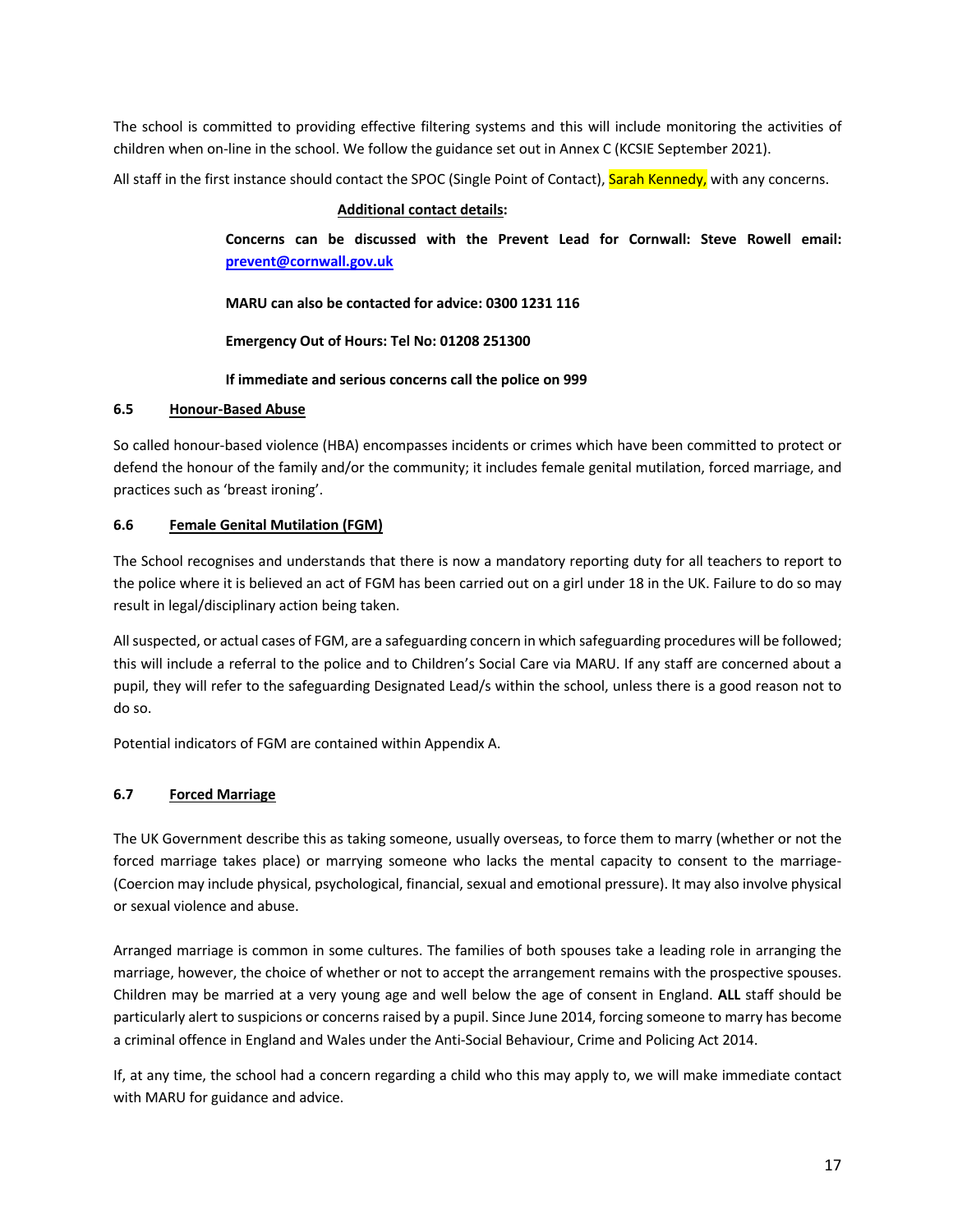The school is committed to providing effective filtering systems and this will include monitoring the activities of children when on-line in the school. We follow the guidance set out in Annex C (KCSIE September 2021).

All staff in the first instance should contact the SPOC (Single Point of Contact), Sarah Kennedy, with any concerns.

**Additional contact details:**

**Concerns can be discussed with the Prevent Lead for Cornwall: Steve Rowell email: prevent@cornwall.gov.uk**

**MARU can also be contacted for advice: 0300 1231 116**

**Emergency Out of Hours: Tel No: 01208 251300**

**If immediate and serious concerns call the police on 999**

### 6.5 Honour-Based Abuse

So called honour-based violence (HBA) encompasses incidents or crimes which have been committed to protect or defend the honour of the family and/or the community; it includes female genital mutilation, forced marriage, and practices such as 'breast ironing'.

### 6.6 Female Genital Mutilation (FGM)

The School recognises and understands that there is now a mandatory reporting duty for all teachers to report to the police where it is believed an act of FGM has been carried out on a girl under 18 in the UK. Failure to do so may result in legal/disciplinary action being taken.

All suspected, or actual cases of FGM, are a safeguarding concern in which safeguarding procedures will be followed; this will include a referral to the police and to Children's Social Care via MARU. If any staff are concerned about a pupil, they will refer to the safeguarding Designated Lead/s within the school, unless there is a good reason not to do so.

Potential indicators of FGM are contained within Appendix A.

### 6.7 Forced Marriage

The UK Government describe this as taking someone, usually overseas, to force them to marry (whether or not the forced marriage takes place) or marrying someone who lacks the mental capacity to consent to the marriage- (Coercion may include physical, psychological, financial, sexual and emotional pressure). It may also involve physical or sexual violence and abuse.

Arranged marriage is common in some cultures. The families of both spouses take a leading role in arranging the marriage, however, the choice of whether or not to accept the arrangement remains with the prospective spouses. Children may be married at a very young age and well below the age of consent in England. **ALL** staff should be particularly alert to suspicions or concerns raised by a pupil. Since June 2014, forcing someone to marry has become a criminal offence in England and Wales under the Anti-Social Behaviour, Crime and Policing Act 2014.

If, at any time, the school had a concern regarding a child who this may apply to, we will make immediate contact with MARU for guidance and advice.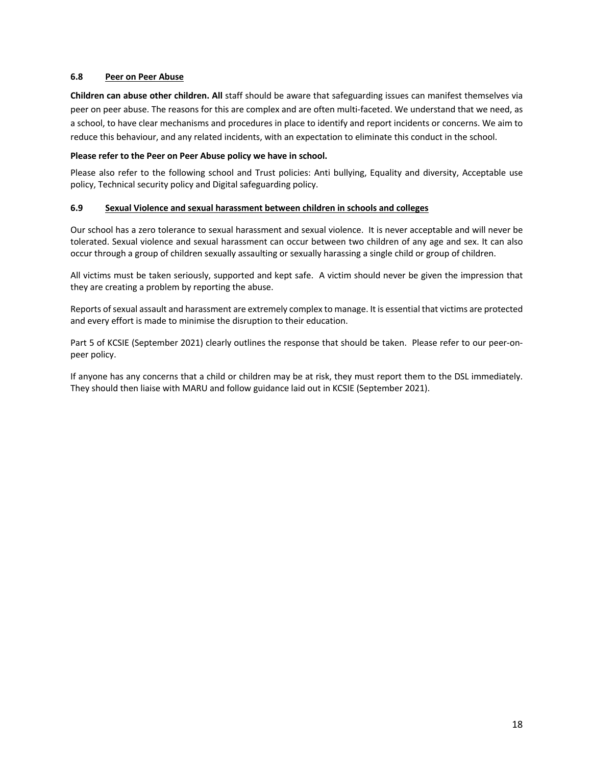### 6.8 Peer on Peer Abuse

**Children can abuse other children. All** staff should be aware that safeguarding issues can manifest themselves via peer on peer abuse. The reasons for this are complex and are often multi-faceted. We understand that we need, as a school, to have clear mechanisms and procedures in place to identify and report incidents or concerns. We aim to reduce this behaviour, and any related incidents, with an expectation to eliminate this conduct in the school.

**Please refer to the Peer on Peer Abuse policy we have in school.**

Please also refer to the following school and Trust policies: Anti bullying, Equality and diversity, Acceptable use policy, Technical security policy and Digital safeguarding policy.

### 6.9 Sexual Violence and sexual harassment between children in schools and colleges

Our school has a zero tolerance to sexual harassment and sexual violence. It is never acceptable and will never be tolerated. Sexual violence and sexual harassment can occur between two children of any age and sex. It can also occur through a group of children sexually assaulting or sexually harassing a single child or group of children.

All victims must be taken seriously, supported and kept safe. A victim should never be given the impression that they are creating a problem by reporting the abuse.

Reports of sexual assault and harassment are extremely complex to manage. It is essential that victims are protected and every effort is made to minimise the disruption to their education.

Part 5 of KCSIE (September 2021) clearly outlines the response that should be taken. Please refer to our peer-on-peer policy.

If anyone has any concerns that a child or children may be at risk, they must report them to the DSL immediately. They should then liaise with MARU and follow guidance laid out in KCSIE (September 2021).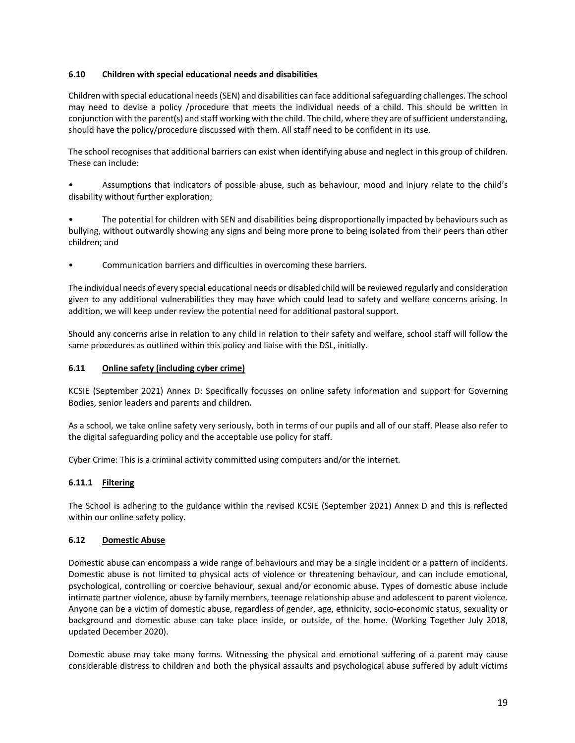### 6.10 Children with special educational needs and disabilities

Children with special educational needs (SEN) and disabilities can face additional safeguarding challenges. The school may need to devise a policy /procedure that meets the individual needs of a child. This should be written in conjunction with the parent(s) and staff working with the child. The child, where they are of sufficient understanding, should have the policy/procedure discussed with them. All staff need to be confident in its use.

The school recognises that additional barriers can exist when identifying abuse and neglect in this group of children. These can include:

- Assumptions that indicators of possible abuse, such as behaviour, mood and injury relate to the child's disability without further exploration;
- The potential for children with SEN and disabilities being disproportionally impacted by behaviours such as bullying, without outwardly showing any signs and being more prone to being isolated from their peers than other children; and
- Communication barriers and difficulties in overcoming these barriers.

The individual needs of every special educational needs or disabled child will be reviewed regularly and consideration given to any additional vulnerabilities they may have which could lead to safety and welfare concerns arising. In addition, we will keep under review the potential need for additional pastoral support.

Should any concerns arise in relation to any child in relation to their safety and welfare, school staff will follow the same procedures as outlined within this policy and liaise with the DSL, initially.

### 6.11 Online safety (including cyber crime)

KCSIE (September 2021) Annex D: Specifically focusses on online safety information and support for Governing Bodies, senior leaders and parents and children**.**

As a school, we take online safety very seriously, both in terms of our pupils and all of our staff. Please also refer to the digital safeguarding policy and the acceptable use policy for staff.

Cyber Crime: This is a criminal activity committed using computers and/or the internet.

#### 6.11.1 Filtering

The School is adhering to the guidance within the revised KCSIE (September 2021) Annex D and this is reflected within our online safety policy.

### 6.12 Domestic Abuse

Domestic abuse can encompass a wide range of behaviours and may be a single incident or a pattern of incidents. Domestic abuse is not limited to physical acts of violence or threatening behaviour, and can include emotional, psychological, controlling or coercive behaviour, sexual and/or economic abuse. Types of domestic abuse include intimate partner violence, abuse by family members, teenage relationship abuse and adolescent to parent violence. Anyone can be a victim of domestic abuse, regardless of gender, age, ethnicity, socio-economic status, sexuality or background and domestic abuse can take place inside, or outside, of the home. (Working Together July 2018, updated December 2020).

Domestic abuse may take many forms. Witnessing the physical and emotional suffering of a parent may cause considerable distress to children and both the physical assaults and psychological abuse suffered by adult victims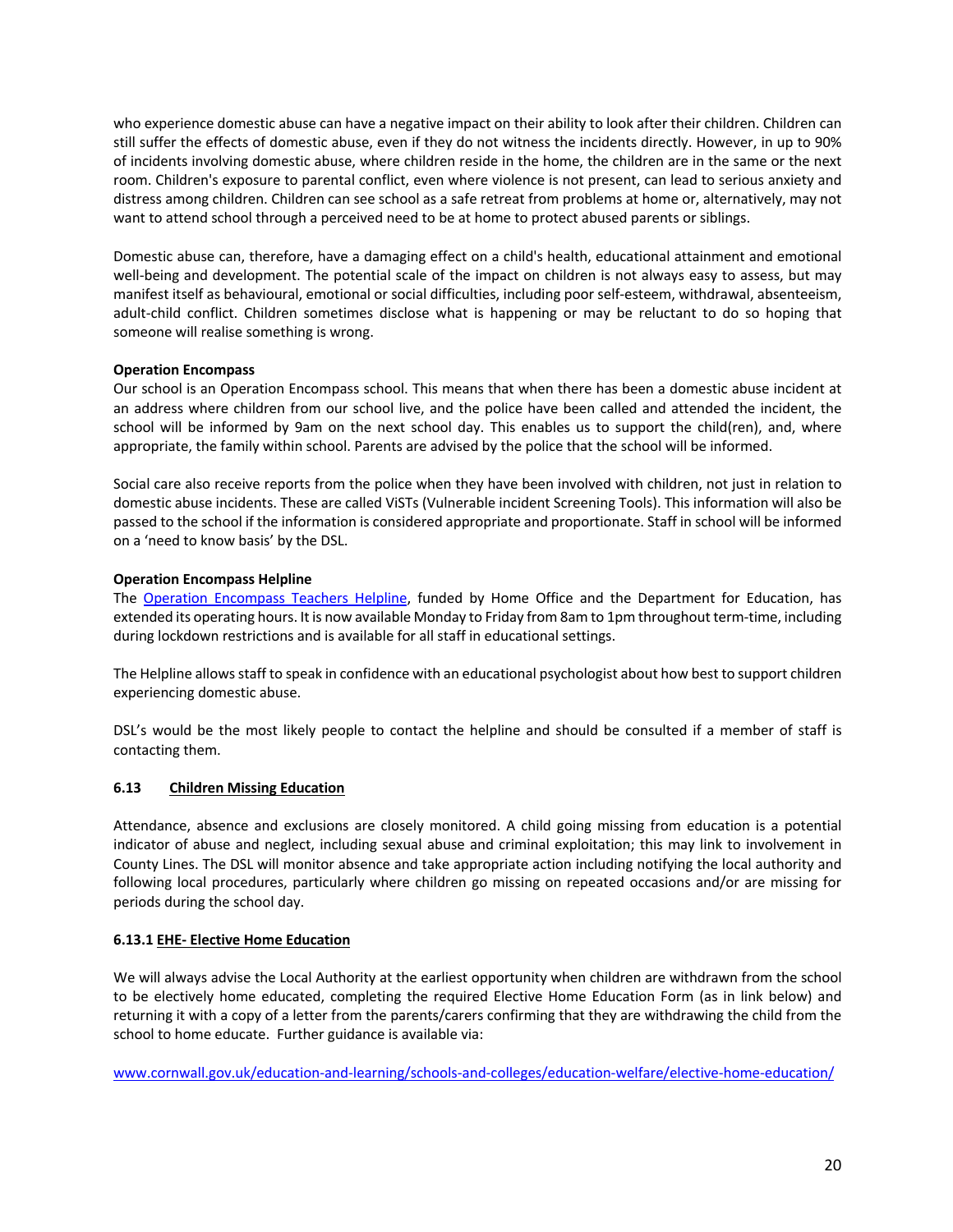who experience domestic abuse can have a negative impact on their ability to look after their children. Children can still suffer the effects of domestic abuse, even if they do not witness the incidents directly. However, in up to 90% of incidents involving domestic abuse, where children reside in the home, the children are in the same or the next room. Children's exposure to parental conflict, even where violence is not present, can lead to serious anxiety and distress among children. Children can see school as a safe retreat from problems at home or, alternatively, may not want to attend school through a perceived need to be at home to protect abused parents or siblings.

Domestic abuse can, therefore, have a damaging effect on a child's health, educational attainment and emotional well-being and development. The potential scale of the impact on children is not always easy to assess, but may manifest itself as behavioural, emotional or social difficulties, including poor self-esteem, withdrawal, absenteeism, adult-child conflict. Children sometimes disclose what is happening or may be reluctant to do so hoping that someone will realise something is wrong.

**Operation Encompass**

Our school is an Operation Encompass school. This means that when there has been a domestic abuse incident at an address where children from our school live, and the police have been called and attended the incident, the school will be informed by 9am on the next school day. This enables us to support the child(ren), and, where appropriate, the family within school. Parents are advised by the police that the school will be informed.

Social care also receive reports from the police when they have been involved with children, not just in relation to domestic abuse incidents. These are called ViSTs (Vulnerable incident Screening Tools). This information will also be passed to the school if the information is considered appropriate and proportionate. Staff in school will be informed on a 'need to know basis' by the DSL.

**Operation Encompass Helpline**

The [Operation Encompass Teachers Helpline](), funded by Home Office and the Department for Education, has extended its operating hours. It is now available Monday to Friday from 8am to 1pm throughout term-time, including during lockdown restrictions and is available for all staff in educational settings.

The Helpline allows staff to speak in confidence with an educational psychologist about how best to support children experiencing domestic abuse.

DSL's would be the most likely people to contact the helpline and should be consulted if a member of staff is contacting them.

### 6.13 Children Missing Education

Attendance, absence and exclusions are closely monitored. A child going missing from education is a potential indicator of abuse and neglect, including sexual abuse and criminal exploitation; this may link to involvement in County Lines. The DSL will monitor absence and take appropriate action including notifying the local authority and following local procedures, particularly where children go missing on repeated occasions and/or are missing for periods during the school day.

#### 6.13.1 EHE- Elective Home Education

We will always advise the Local Authority at the earliest opportunity when children are withdrawn from the school to be electively home educated, completing the required Elective Home Education Form (as in link below) and returning it with a copy of a letter from the parents/carers confirming that they are withdrawing the child from the school to home educate. Further guidance is available via:

www.cornwall.gov.uk/education-and-learning/schools-and-colleges/education-welfare/elective-home-education/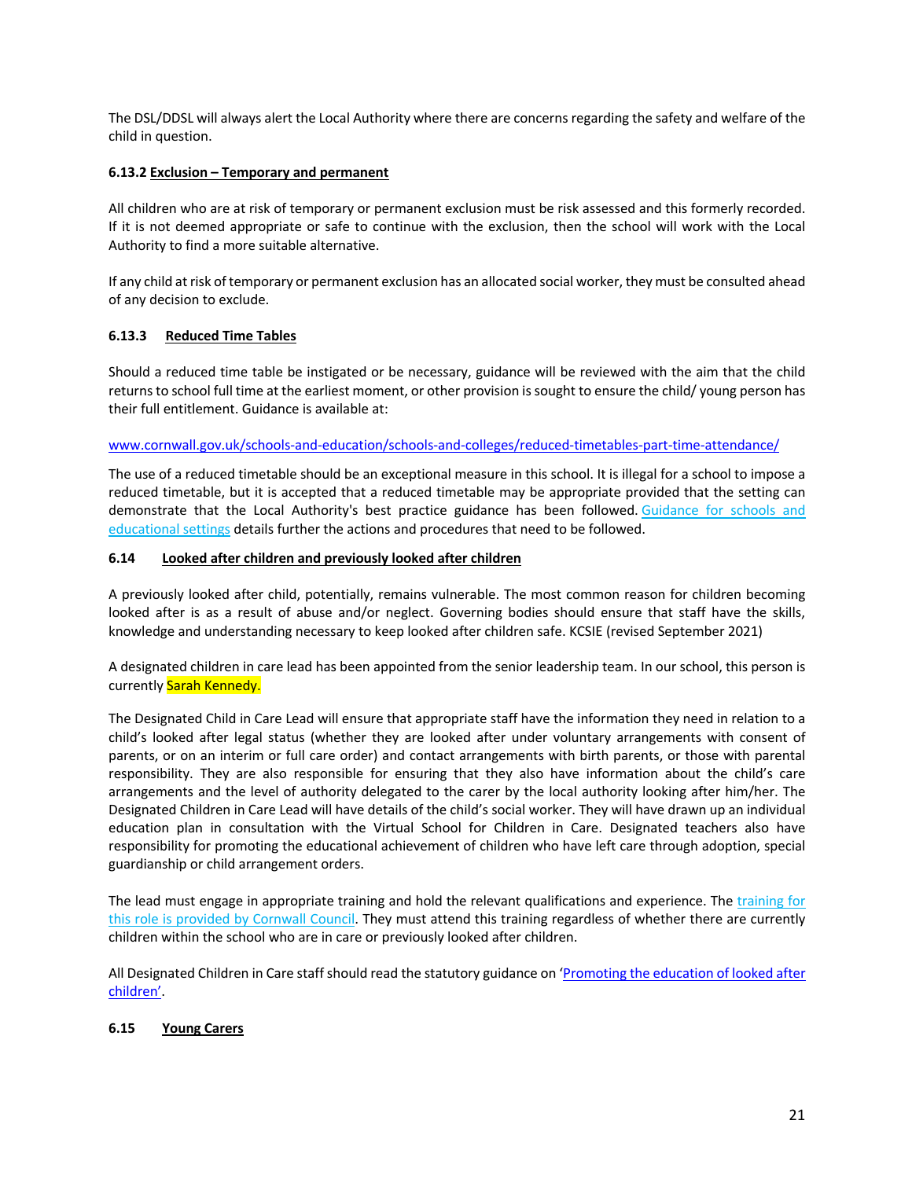The DSL/DDSL will always alert the Local Authority where there are concerns regarding the safety and welfare of the child in question.

#### 6.13.2 Exclusion – Temporary and permanent

All children who are at risk of temporary or permanent exclusion must be risk assessed and this formerly recorded. If it is not deemed appropriate or safe to continue with the exclusion, then the school will work with the Local Authority to find a more suitable alternative.

If any child at risk of temporary or permanent exclusion has an allocated social worker, they must be consulted ahead of any decision to exclude.

#### 6.13.3 Reduced Time Tables

Should a reduced time table be instigated or be necessary, guidance will be reviewed with the aim that the child returns to school full time at the earliest moment, or other provision is sought to ensure the child/ young person has their full entitlement. Guidance is available at:

www.cornwall.gov.uk/schools-and-education/schools-and-colleges/reduced-timetables-part-time-attendance/

The use of a reduced timetable should be an exceptional measure in this school. It is illegal for a school to impose a reduced timetable, but it is accepted that a reduced timetable may be appropriate provided that the setting can demonstrate that the Local Authority's best practice guidance has been followed. Guidance for schools and educational settings details further the actions and procedures that need to be followed.

### 6.14 Looked after children and previously looked after children

A previously looked after child, potentially, remains vulnerable. The most common reason for children becoming looked after is as a result of abuse and/or neglect. Governing bodies should ensure that staff have the skills, knowledge and understanding necessary to keep looked after children safe. KCSIE (revised September 2021)

A designated children in care lead has been appointed from the senior leadership team. In our school, this person is currently Sarah Kennedy.

The Designated Child in Care Lead will ensure that appropriate staff have the information they need in relation to a child's looked after legal status (whether they are looked after under voluntary arrangements with consent of parents, or on an interim or full care order) and contact arrangements with birth parents, or those with parental responsibility. They are also responsible for ensuring that they also have information about the child's care arrangements and the level of authority delegated to the carer by the local authority looking after him/her. The Designated Children in Care Lead will have details of the child's social worker. They will have drawn up an individual education plan in consultation with the Virtual School for Children in Care. Designated teachers also have responsibility for promoting the educational achievement of children who have left care through adoption, special guardianship or child arrangement orders.

The lead must engage in appropriate training and hold the relevant qualifications and experience. The training for this role is provided by Cornwall Council. They must attend this training regardless of whether there are currently children within the school who are in care or previously looked after children.

All Designated Children in Care staff should read the statutory guidance on 'Promoting the education of looked after children'.

### 6.15 Young Carers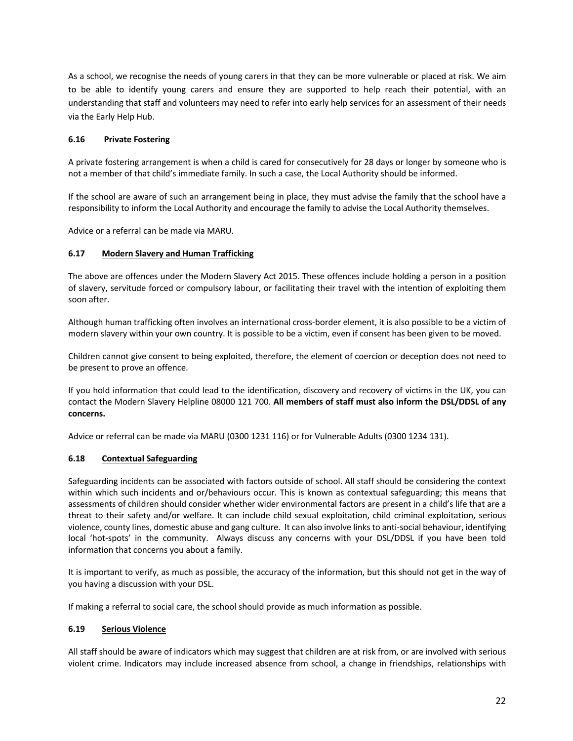As a school, we recognise the needs of young carers in that they can be more vulnerable or placed at risk. We aim to be able to identify young carers and ensure they are supported to help reach their potential, with an understanding that staff and volunteers may need to refer into early help services for an assessment of their needs via the Early Help Hub.

### 6.16 Private Fostering

A private fostering arrangement is when a child is cared for consecutively for 28 days or longer by someone who is not a member of that child's immediate family. In such a case, the Local Authority should be informed.

If the school are aware of such an arrangement being in place, they must advise the family that the school have a responsibility to inform the Local Authority and encourage the family to advise the Local Authority themselves.

Advice or a referral can be made via MARU.

### 6.17 Modern Slavery and Human Trafficking

The above are offences under the Modern Slavery Act 2015. These offences include holding a person in a position of slavery, servitude forced or compulsory labour, or facilitating their travel with the intention of exploiting them soon after.

Although human trafficking often involves an international cross-border element, it is also possible to be a victim of modern slavery within your own country. It is possible to be a victim, even if consent has been given to be moved.

Children cannot give consent to being exploited, therefore, the element of coercion or deception does not need to be present to prove an offence.

If you hold information that could lead to the identification, discovery and recovery of victims in the UK, you can contact the Modern Slavery Helpline 08000 121 700. **All members of staff must also inform the DSL/DDSL of any concerns.**

Advice or referral can be made via MARU (0300 1231 116) or for Vulnerable Adults (0300 1234 131).

### 6.18 Contextual Safeguarding

Safeguarding incidents can be associated with factors outside of school. All staff should be considering the context within which such incidents and or/behaviours occur. This is known as contextual safeguarding; this means that assessments of children should consider whether wider environmental factors are present in a child's life that are a threat to their safety and/or welfare. It can include child sexual exploitation, child criminal exploitation, serious violence, county lines, domestic abuse and gang culture. It can also involve links to anti-social behaviour, identifying local 'hot-spots' in the community. Always discuss any concerns with your DSL/DDSL if you have been told information that concerns you about a family.

It is important to verify, as much as possible, the accuracy of the information, but this should not get in the way of you having a discussion with your DSL.

If making a referral to social care, the school should provide as much information as possible.

### 6.19 Serious Violence

All staff should be aware of indicators which may suggest that children are at risk from, or are involved with serious violent crime. Indicators may include increased absence from school, a change in friendships, relationships with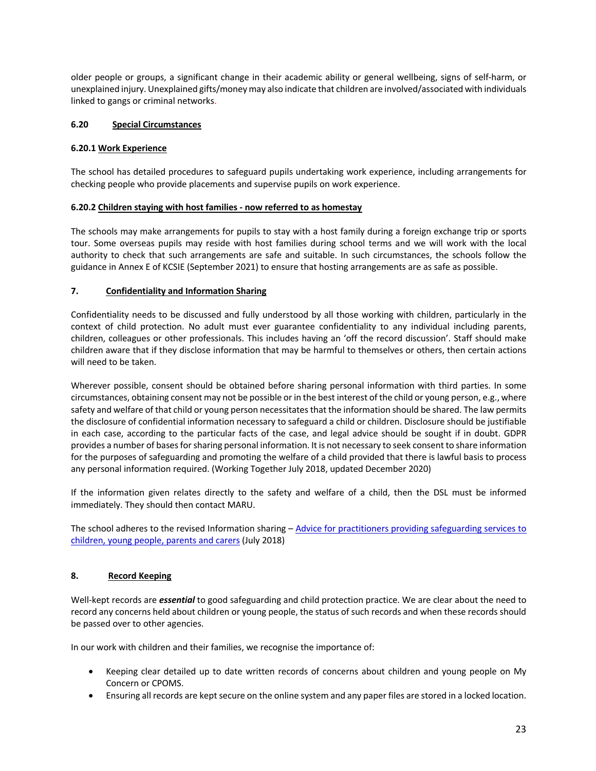older people or groups, a significant change in their academic ability or general wellbeing, signs of self-harm, or unexplained injury. Unexplained gifts/money may also indicate that children are involved/associated with individuals linked to gangs or criminal networks.

### 6.20 Special Circumstances

#### 6.20.1 Work Experience

The school has detailed procedures to safeguard pupils undertaking work experience, including arrangements for checking people who provide placements and supervise pupils on work experience.

#### 6.20.2 Children staying with host families - now referred to as homestay

The schools may make arrangements for pupils to stay with a host family during a foreign exchange trip or sports tour. Some overseas pupils may reside with host families during school terms and we will work with the local authority to check that such arrangements are safe and suitable. In such circumstances, the schools follow the guidance in Annex E of KCSIE (September 2021) to ensure that hosting arrangements are as safe as possible.

## 7. Confidentiality and Information Sharing

Confidentiality needs to be discussed and fully understood by all those working with children, particularly in the context of child protection. No adult must ever guarantee confidentiality to any individual including parents, children, colleagues or other professionals. This includes having an 'off the record discussion'. Staff should make children aware that if they disclose information that may be harmful to themselves or others, then certain actions will need to be taken.

Wherever possible, consent should be obtained before sharing personal information with third parties. In some circumstances, obtaining consent may not be possible or in the best interest of the child or young person, e.g., where safety and welfare of that child or young person necessitates that the information should be shared. The law permits the disclosure of confidential information necessary to safeguard a child or children. Disclosure should be justifiable in each case, according to the particular facts of the case, and legal advice should be sought if in doubt. GDPR provides a number of bases for sharing personal information. It is not necessary to seek consent to share information for the purposes of safeguarding and promoting the welfare of a child provided that there is lawful basis to process any personal information required. (Working Together July 2018, updated December 2020)

If the information given relates directly to the safety and welfare of a child, then the DSL must be informed immediately. They should then contact MARU.

The school adheres to the revised Information sharing – Advice for practitioners providing safeguarding services to children, young people, parents and carers (July 2018)

## 8. Record Keeping

Well-kept records are ***essential*** to good safeguarding and child protection practice. We are clear about the need to record any concerns held about children or young people, the status of such records and when these records should be passed over to other agencies.

In our work with children and their families, we recognise the importance of:

- Keeping clear detailed up to date written records of concerns about children and young people on My Concern or CPOMS.
- Ensuring all records are kept secure on the online system and any paper files are stored in a locked location.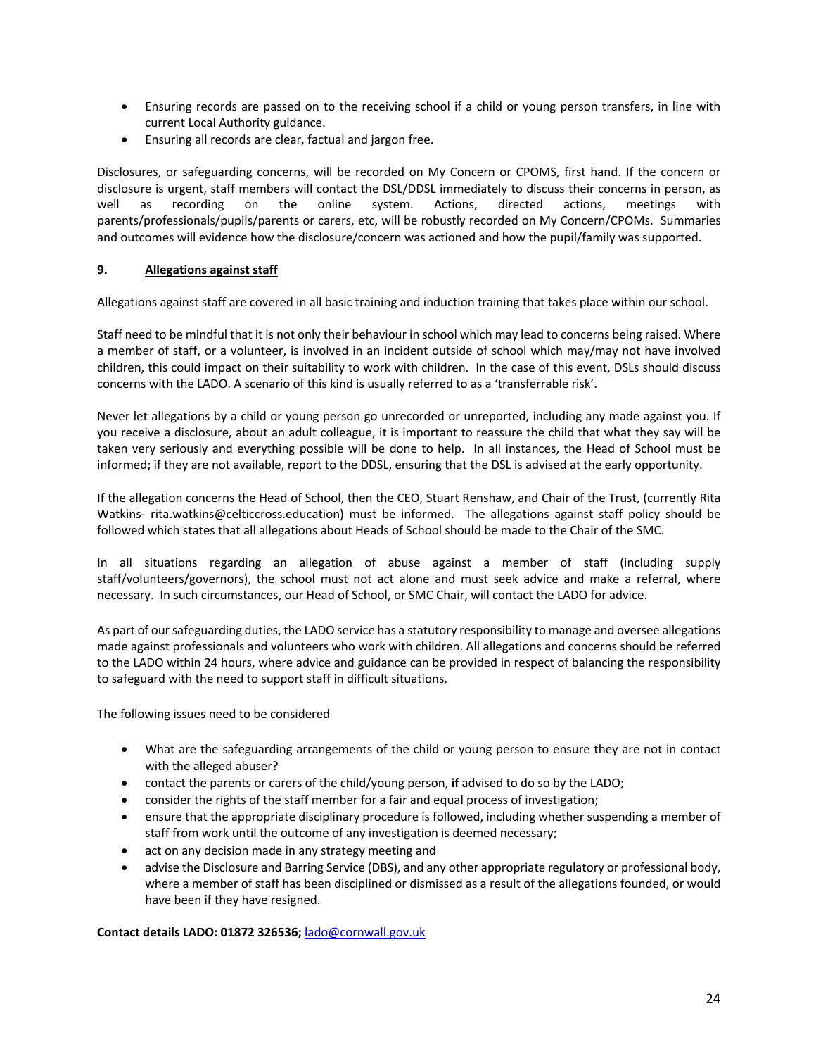- Ensuring records are passed on to the receiving school if a child or young person transfers, in line with current Local Authority guidance.
- Ensuring all records are clear, factual and jargon free.

Disclosures, or safeguarding concerns, will be recorded on My Concern or CPOMS, first hand. If the concern or disclosure is urgent, staff members will contact the DSL/DDSL immediately to discuss their concerns in person, as well as recording on the online system. Actions, directed actions, meetings with parents/professionals/pupils/parents or carers, etc, will be robustly recorded on My Concern/CPOMs. Summaries and outcomes will evidence how the disclosure/concern was actioned and how the pupil/family was supported.

## 9. Allegations against staff

Allegations against staff are covered in all basic training and induction training that takes place within our school.

Staff need to be mindful that it is not only their behaviour in school which may lead to concerns being raised. Where a member of staff, or a volunteer, is involved in an incident outside of school which may/may not have involved children, this could impact on their suitability to work with children. In the case of this event, DSLs should discuss concerns with the LADO. A scenario of this kind is usually referred to as a 'transferrable risk'.

Never let allegations by a child or young person go unrecorded or unreported, including any made against you. If you receive a disclosure, about an adult colleague, it is important to reassure the child that what they say will be taken very seriously and everything possible will be done to help. In all instances, the Head of School must be informed; if they are not available, report to the DDSL, ensuring that the DSL is advised at the early opportunity.

If the allegation concerns the Head of School, then the CEO, Stuart Renshaw, and Chair of the Trust, (currently Rita Watkins- rita.watkins@celticcross.education) must be informed. The allegations against staff policy should be followed which states that all allegations about Heads of School should be made to the Chair of the SMC.

In all situations regarding an allegation of abuse against a member of staff (including supply staff/volunteers/governors), the school must not act alone and must seek advice and make a referral, where necessary. In such circumstances, our Head of School, or SMC Chair, will contact the LADO for advice.

As part of our safeguarding duties, the LADO service has a statutory responsibility to manage and oversee allegations made against professionals and volunteers who work with children. All allegations and concerns should be referred to the LADO within 24 hours, where advice and guidance can be provided in respect of balancing the responsibility to safeguard with the need to support staff in difficult situations.

The following issues need to be considered

- What are the safeguarding arrangements of the child or young person to ensure they are not in contact with the alleged abuser?
- contact the parents or carers of the child/young person, **if** advised to do so by the LADO;
- consider the rights of the staff member for a fair and equal process of investigation;
- ensure that the appropriate disciplinary procedure is followed, including whether suspending a member of staff from work until the outcome of any investigation is deemed necessary;
- act on any decision made in any strategy meeting and
- advise the Disclosure and Barring Service (DBS), and any other appropriate regulatory or professional body, where a member of staff has been disciplined or dismissed as a result of the allegations founded, or would have been if they have resigned.

**Contact details LADO: 01872 326536;** lado@cornwall.gov.uk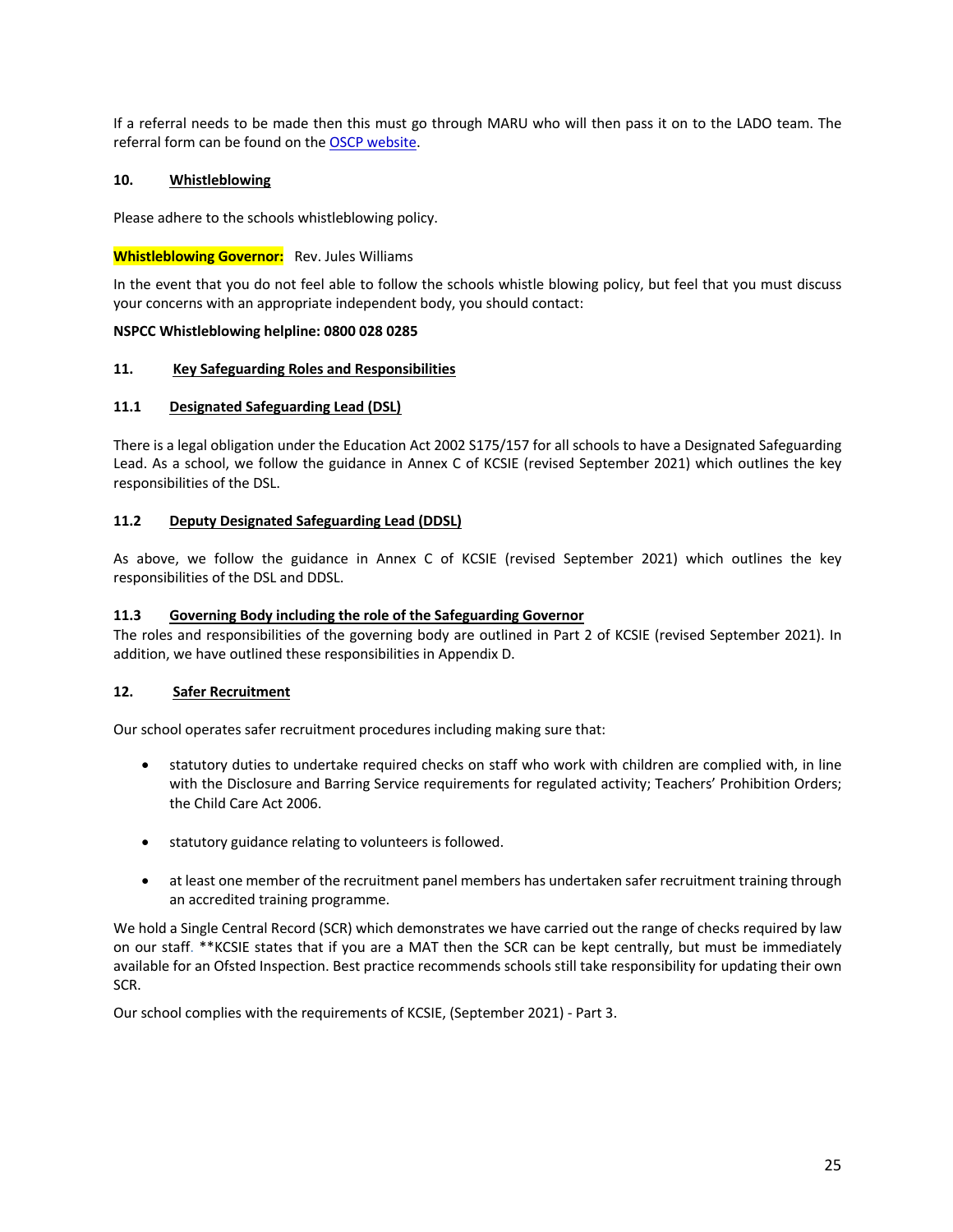If a referral needs to be made then this must go through MARU who will then pass it on to the LADO team. The referral form can be found on the [OSCP website](#).

## 10. Whistleblowing

Please adhere to the schools whistleblowing policy.

**Whistleblowing Governor:** Rev. Jules Williams

In the event that you do not feel able to follow the schools whistle blowing policy, but feel that you must discuss your concerns with an appropriate independent body, you should contact:

**NSPCC Whistleblowing helpline: 0800 028 0285**

## 11. Key Safeguarding Roles and Responsibilities

### 11.1 Designated Safeguarding Lead (DSL)

There is a legal obligation under the Education Act 2002 S175/157 for all schools to have a Designated Safeguarding Lead. As a school, we follow the guidance in Annex C of KCSIE (revised September 2021) which outlines the key responsibilities of the DSL.

### 11.2 Deputy Designated Safeguarding Lead (DDSL)

As above, we follow the guidance in Annex C of KCSIE (revised September 2021) which outlines the key responsibilities of the DSL and DDSL.

### 11.3 Governing Body including the role of the Safeguarding Governor

The roles and responsibilities of the governing body are outlined in Part 2 of KCSIE (revised September 2021). In addition, we have outlined these responsibilities in Appendix D.

## 12. Safer Recruitment

Our school operates safer recruitment procedures including making sure that:

- statutory duties to undertake required checks on staff who work with children are complied with, in line with the Disclosure and Barring Service requirements for regulated activity; Teachers' Prohibition Orders; the Child Care Act 2006.
- statutory guidance relating to volunteers is followed.
- at least one member of the recruitment panel members has undertaken safer recruitment training through an accredited training programme.

We hold a Single Central Record (SCR) which demonstrates we have carried out the range of checks required by law on our staff. **KCSIE states that if you are a MAT then the SCR can be kept centrally, but must be immediately available for an Ofsted Inspection. Best practice recommends schools still take responsibility for updating their own SCR.

Our school complies with the requirements of KCSIE, (September 2021) - Part 3.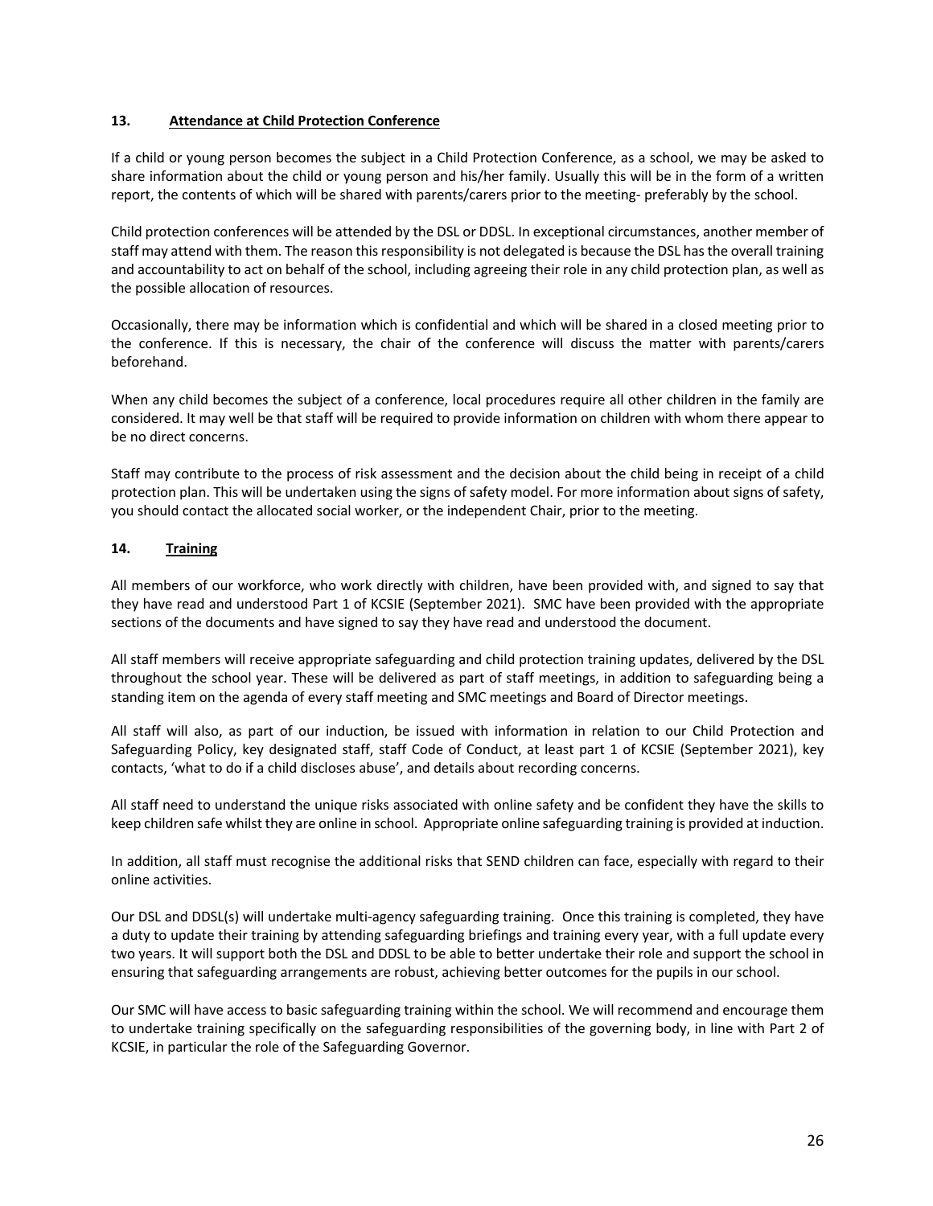## 13. Attendance at Child Protection Conference

If a child or young person becomes the subject in a Child Protection Conference, as a school, we may be asked to share information about the child or young person and his/her family. Usually this will be in the form of a written report, the contents of which will be shared with parents/carers prior to the meeting- preferably by the school.

Child protection conferences will be attended by the DSL or DDSL. In exceptional circumstances, another member of staff may attend with them. The reason this responsibility is not delegated is because the DSL has the overall training and accountability to act on behalf of the school, including agreeing their role in any child protection plan, as well as the possible allocation of resources.

Occasionally, there may be information which is confidential and which will be shared in a closed meeting prior to the conference. If this is necessary, the chair of the conference will discuss the matter with parents/carers beforehand.

When any child becomes the subject of a conference, local procedures require all other children in the family are considered. It may well be that staff will be required to provide information on children with whom there appear to be no direct concerns.

Staff may contribute to the process of risk assessment and the decision about the child being in receipt of a child protection plan. This will be undertaken using the signs of safety model. For more information about signs of safety, you should contact the allocated social worker, or the independent Chair, prior to the meeting.

## 14. Training

All members of our workforce, who work directly with children, have been provided with, and signed to say that they have read and understood Part 1 of KCSIE (September 2021). SMC have been provided with the appropriate sections of the documents and have signed to say they have read and understood the document.

All staff members will receive appropriate safeguarding and child protection training updates, delivered by the DSL throughout the school year. These will be delivered as part of staff meetings, in addition to safeguarding being a standing item on the agenda of every staff meeting and SMC meetings and Board of Director meetings.

All staff will also, as part of our induction, be issued with information in relation to our Child Protection and Safeguarding Policy, key designated staff, staff Code of Conduct, at least part 1 of KCSIE (September 2021), key contacts, 'what to do if a child discloses abuse', and details about recording concerns.

All staff need to understand the unique risks associated with online safety and be confident they have the skills to keep children safe whilst they are online in school. Appropriate online safeguarding training is provided at induction.

In addition, all staff must recognise the additional risks that SEND children can face, especially with regard to their online activities.

Our DSL and DDSL(s) will undertake multi-agency safeguarding training. Once this training is completed, they have a duty to update their training by attending safeguarding briefings and training every year, with a full update every two years. It will support both the DSL and DDSL to be able to better undertake their role and support the school in ensuring that safeguarding arrangements are robust, achieving better outcomes for the pupils in our school.

Our SMC will have access to basic safeguarding training within the school. We will recommend and encourage them to undertake training specifically on the safeguarding responsibilities of the governing body, in line with Part 2 of KCSIE, in particular the role of the Safeguarding Governor.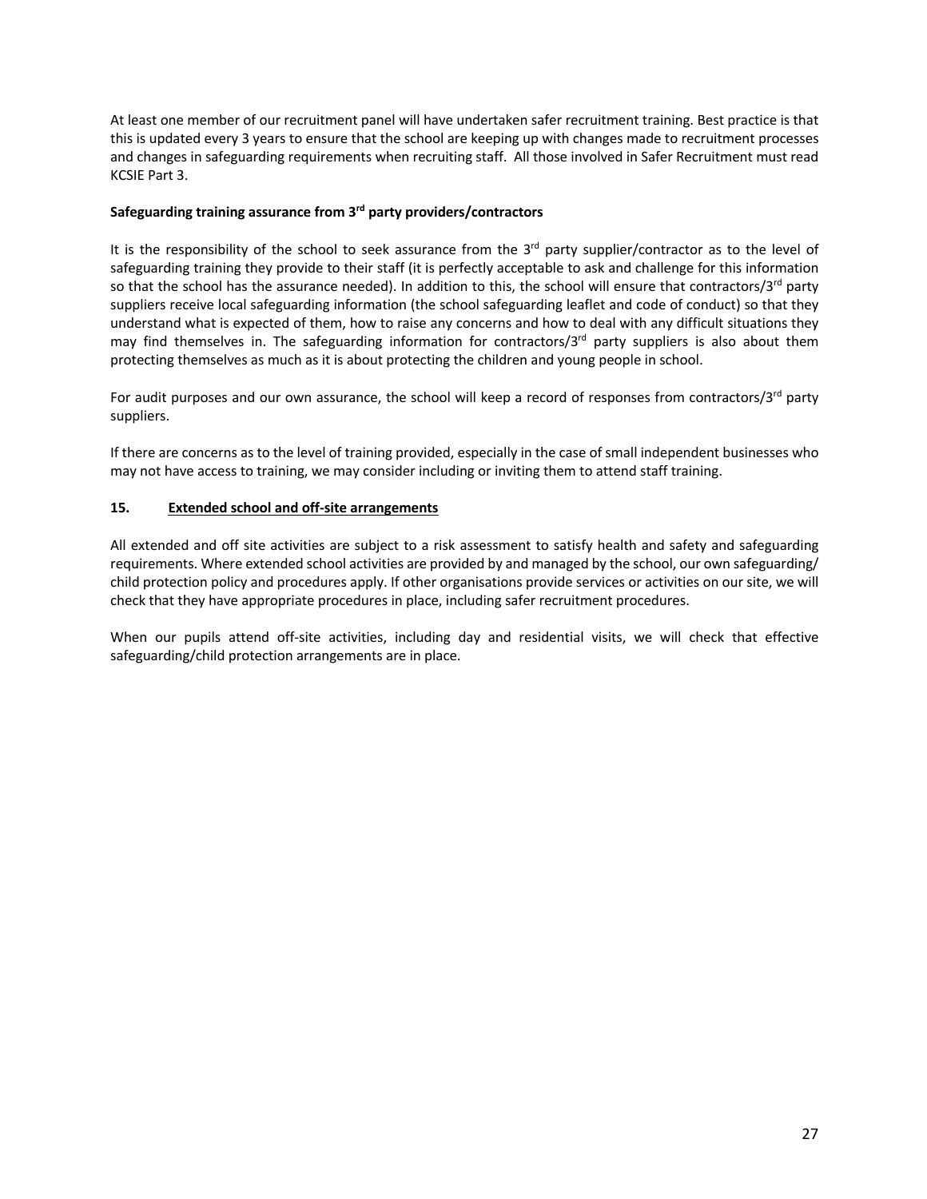At least one member of our recruitment panel will have undertaken safer recruitment training. Best practice is that this is updated every 3 years to ensure that the school are keeping up with changes made to recruitment processes and changes in safeguarding requirements when recruiting staff. All those involved in Safer Recruitment must read KCSIE Part 3.

**Safeguarding training assurance from 3rd party providers/contractors**

It is the responsibility of the school to seek assurance from the 3rd party supplier/contractor as to the level of safeguarding training they provide to their staff (it is perfectly acceptable to ask and challenge for this information so that the school has the assurance needed). In addition to this, the school will ensure that contractors/3rd party suppliers receive local safeguarding information (the school safeguarding leaflet and code of conduct) so that they understand what is expected of them, how to raise any concerns and how to deal with any difficult situations they may find themselves in. The safeguarding information for contractors/3rd party suppliers is also about them protecting themselves as much as it is about protecting the children and young people in school.

For audit purposes and our own assurance, the school will keep a record of responses from contractors/3rd party suppliers.

If there are concerns as to the level of training provided, especially in the case of small independent businesses who may not have access to training, we may consider including or inviting them to attend staff training.

## 15. Extended school and off-site arrangements

All extended and off site activities are subject to a risk assessment to satisfy health and safety and safeguarding requirements. Where extended school activities are provided by and managed by the school, our own safeguarding/ child protection policy and procedures apply. If other organisations provide services or activities on our site, we will check that they have appropriate procedures in place, including safer recruitment procedures.

When our pupils attend off-site activities, including day and residential visits, we will check that effective safeguarding/child protection arrangements are in place.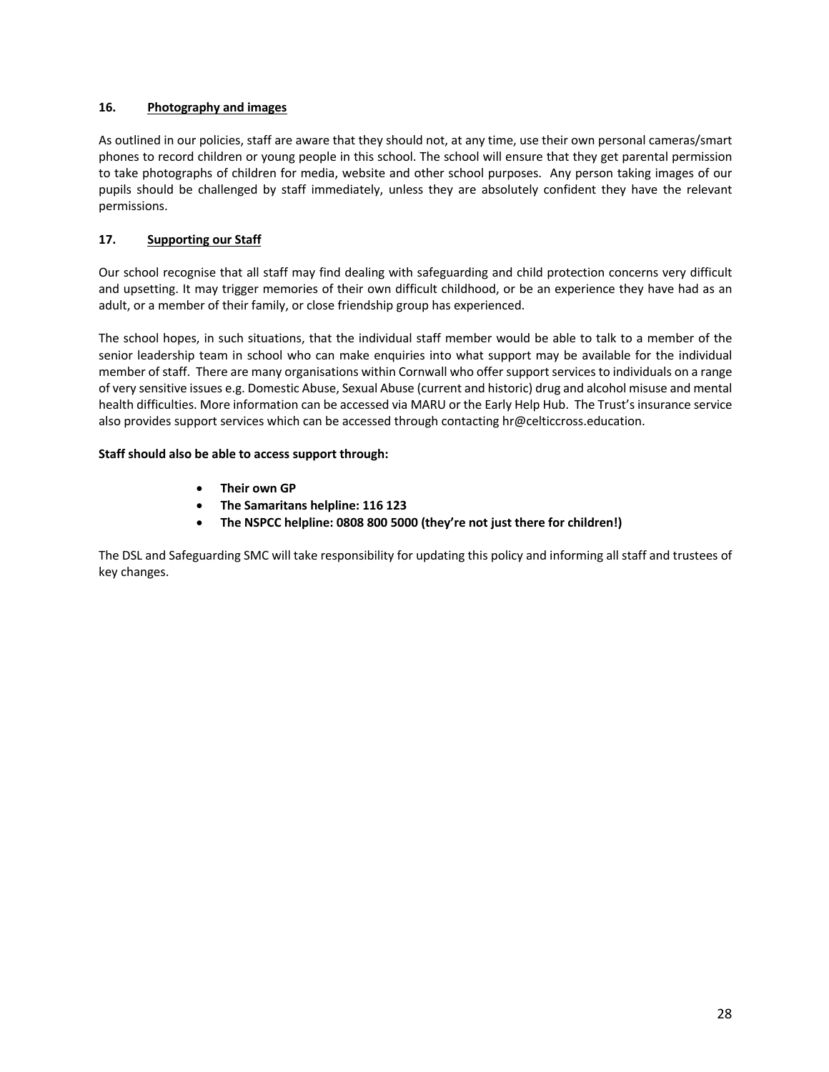## 16. Photography and images

As outlined in our policies, staff are aware that they should not, at any time, use their own personal cameras/smart phones to record children or young people in this school. The school will ensure that they get parental permission to take photographs of children for media, website and other school purposes. Any person taking images of our pupils should be challenged by staff immediately, unless they are absolutely confident they have the relevant permissions.

## 17. Supporting our Staff

Our school recognise that all staff may find dealing with safeguarding and child protection concerns very difficult and upsetting. It may trigger memories of their own difficult childhood, or be an experience they have had as an adult, or a member of their family, or close friendship group has experienced.

The school hopes, in such situations, that the individual staff member would be able to talk to a member of the senior leadership team in school who can make enquiries into what support may be available for the individual member of staff. There are many organisations within Cornwall who offer support services to individuals on a range of very sensitive issues e.g. Domestic Abuse, Sexual Abuse (current and historic) drug and alcohol misuse and mental health difficulties. More information can be accessed via MARU or the Early Help Hub. The Trust's insurance service also provides support services which can be accessed through contacting hr@celticcross.education.

**Staff should also be able to access support through:**

- **Their own GP**
- **The Samaritans helpline: 116 123**
- **The NSPCC helpline: 0808 800 5000 (they're not just there for children!)**

The DSL and Safeguarding SMC will take responsibility for updating this policy and informing all staff and trustees of key changes.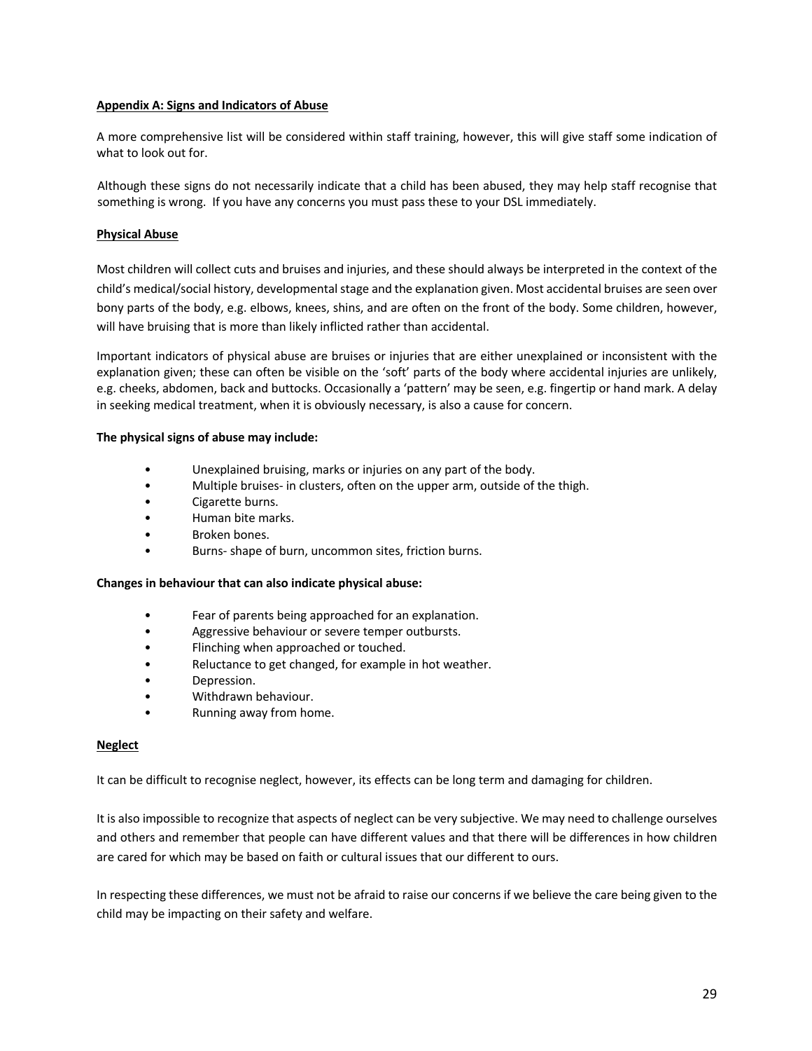**Appendix A: Signs and Indicators of Abuse**

A more comprehensive list will be considered within staff training, however, this will give staff some indication of what to look out for.

Although these signs do not necessarily indicate that a child has been abused, they may help staff recognise that something is wrong. If you have any concerns you must pass these to your DSL immediately.

**Physical Abuse**

Most children will collect cuts and bruises and injuries, and these should always be interpreted in the context of the child's medical/social history, developmental stage and the explanation given. Most accidental bruises are seen over bony parts of the body, e.g. elbows, knees, shins, and are often on the front of the body. Some children, however, will have bruising that is more than likely inflicted rather than accidental.

Important indicators of physical abuse are bruises or injuries that are either unexplained or inconsistent with the explanation given; these can often be visible on the 'soft' parts of the body where accidental injuries are unlikely, e.g. cheeks, abdomen, back and buttocks. Occasionally a 'pattern' may be seen, e.g. fingertip or hand mark. A delay in seeking medical treatment, when it is obviously necessary, is also a cause for concern.

**The physical signs of abuse may include:**

- Unexplained bruising, marks or injuries on any part of the body.
- Multiple bruises- in clusters, often on the upper arm, outside of the thigh.
- Cigarette burns.
- Human bite marks.
- Broken bones.
- Burns- shape of burn, uncommon sites, friction burns.

**Changes in behaviour that can also indicate physical abuse:**

- Fear of parents being approached for an explanation.
- Aggressive behaviour or severe temper outbursts.
- Flinching when approached or touched.
- Reluctance to get changed, for example in hot weather.
- Depression.
- Withdrawn behaviour.
- Running away from home.

**Neglect**

It can be difficult to recognise neglect, however, its effects can be long term and damaging for children.

It is also impossible to recognize that aspects of neglect can be very subjective. We may need to challenge ourselves and others and remember that people can have different values and that there will be differences in how children are cared for which may be based on faith or cultural issues that our different to ours.

In respecting these differences, we must not be afraid to raise our concerns if we believe the care being given to the child may be impacting on their safety and welfare.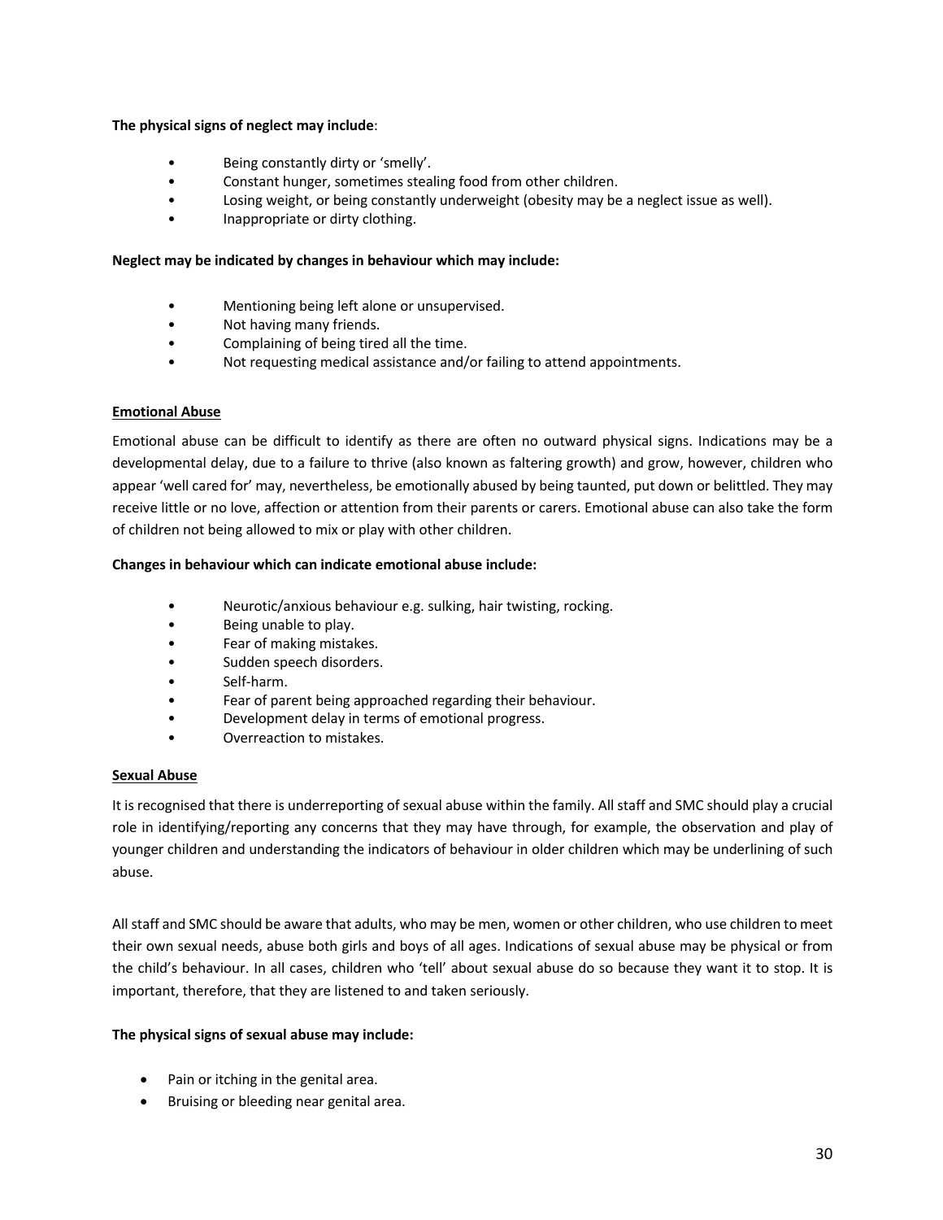**The physical signs of neglect may include**:

- Being constantly dirty or 'smelly'.
- Constant hunger, sometimes stealing food from other children.
- Losing weight, or being constantly underweight (obesity may be a neglect issue as well).
- Inappropriate or dirty clothing.

**Neglect may be indicated by changes in behaviour which may include:**

- Mentioning being left alone or unsupervised.
- Not having many friends.
- Complaining of being tired all the time.
- Not requesting medical assistance and/or failing to attend appointments.

## Emotional Abuse

Emotional abuse can be difficult to identify as there are often no outward physical signs. Indications may be a developmental delay, due to a failure to thrive (also known as faltering growth) and grow, however, children who appear 'well cared for' may, nevertheless, be emotionally abused by being taunted, put down or belittled. They may receive little or no love, affection or attention from their parents or carers. Emotional abuse can also take the form of children not being allowed to mix or play with other children.

**Changes in behaviour which can indicate emotional abuse include:**

- Neurotic/anxious behaviour e.g. sulking, hair twisting, rocking.
- Being unable to play.
- Fear of making mistakes.
- Sudden speech disorders.
- Self-harm.
- Fear of parent being approached regarding their behaviour.
- Development delay in terms of emotional progress.
- Overreaction to mistakes.

## Sexual Abuse

It is recognised that there is underreporting of sexual abuse within the family. All staff and SMC should play a crucial role in identifying/reporting any concerns that they may have through, for example, the observation and play of younger children and understanding the indicators of behaviour in older children which may be underlining of such abuse.

All staff and SMC should be aware that adults, who may be men, women or other children, who use children to meet their own sexual needs, abuse both girls and boys of all ages. Indications of sexual abuse may be physical or from the child's behaviour. In all cases, children who 'tell' about sexual abuse do so because they want it to stop. It is important, therefore, that they are listened to and taken seriously.

**The physical signs of sexual abuse may include:**

- Pain or itching in the genital area.
- Bruising or bleeding near genital area.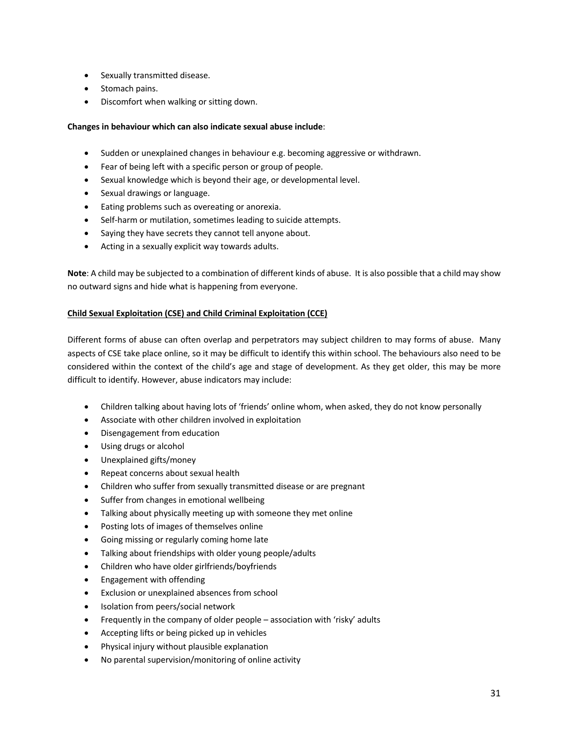- Sexually transmitted disease.
- Stomach pains.
- Discomfort when walking or sitting down.

**Changes in behaviour which can also indicate sexual abuse include**:

- Sudden or unexplained changes in behaviour e.g. becoming aggressive or withdrawn.
- Fear of being left with a specific person or group of people.
- Sexual knowledge which is beyond their age, or developmental level.
- Sexual drawings or language.
- Eating problems such as overeating or anorexia.
- Self-harm or mutilation, sometimes leading to suicide attempts.
- Saying they have secrets they cannot tell anyone about.
- Acting in a sexually explicit way towards adults.

**Note**: A child may be subjected to a combination of different kinds of abuse. It is also possible that a child may show no outward signs and hide what is happening from everyone.

**Child Sexual Exploitation (CSE) and Child Criminal Exploitation (CCE)**

Different forms of abuse can often overlap and perpetrators may subject children to may forms of abuse. Many aspects of CSE take place online, so it may be difficult to identify this within school. The behaviours also need to be considered within the context of the child's age and stage of development. As they get older, this may be more difficult to identify. However, abuse indicators may include:

- Children talking about having lots of 'friends' online whom, when asked, they do not know personally
- Associate with other children involved in exploitation
- Disengagement from education
- Using drugs or alcohol
- Unexplained gifts/money
- Repeat concerns about sexual health
- Children who suffer from sexually transmitted disease or are pregnant
- Suffer from changes in emotional wellbeing
- Talking about physically meeting up with someone they met online
- Posting lots of images of themselves online
- Going missing or regularly coming home late
- Talking about friendships with older young people/adults
- Children who have older girlfriends/boyfriends
- Engagement with offending
- Exclusion or unexplained absences from school
- Isolation from peers/social network
- Frequently in the company of older people – association with 'risky' adults
- Accepting lifts or being picked up in vehicles
- Physical injury without plausible explanation
- No parental supervision/monitoring of online activity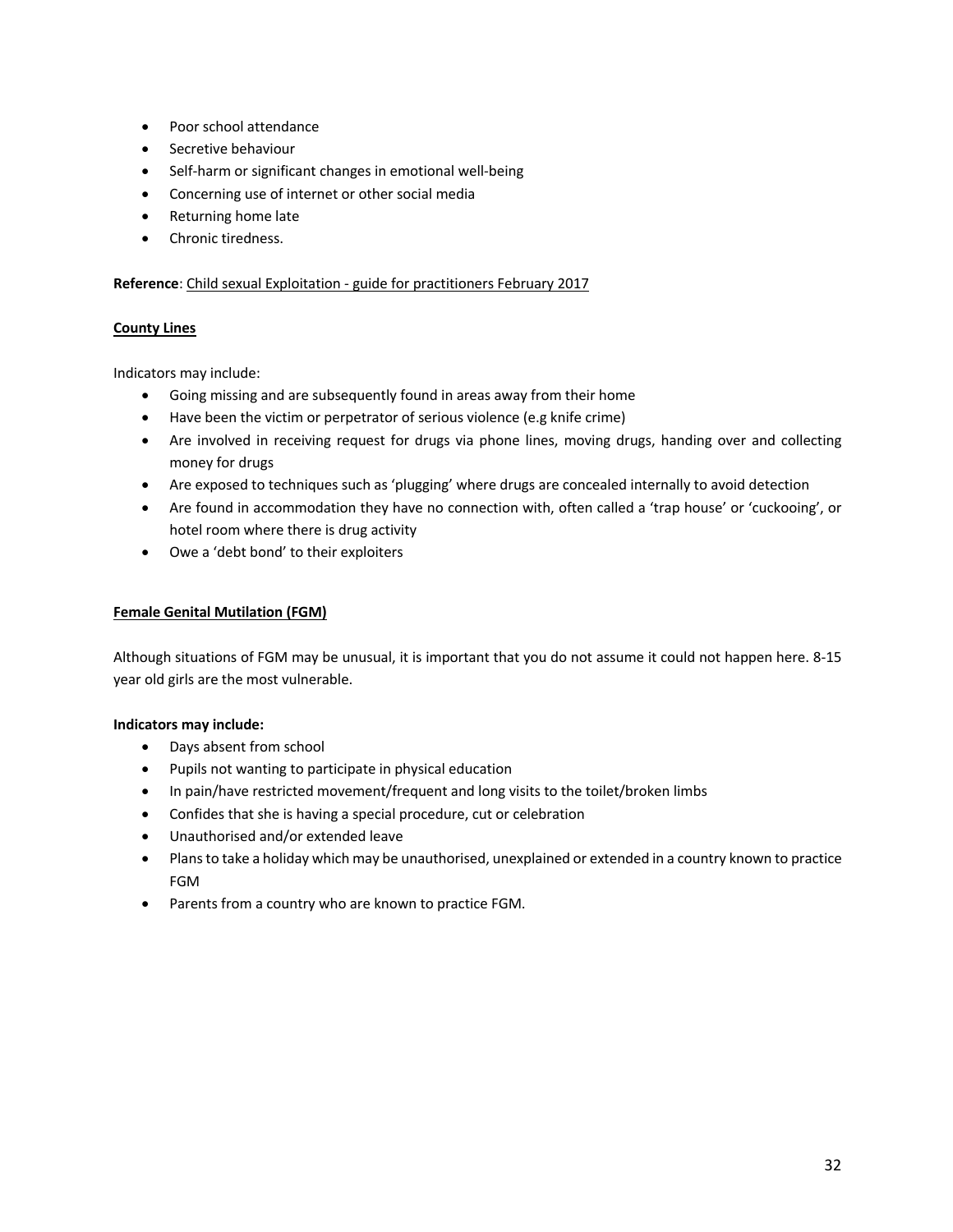- Poor school attendance
- Secretive behaviour
- Self-harm or significant changes in emotional well-being
- Concerning use of internet or other social media
- Returning home late
- Chronic tiredness.

**Reference**: Child sexual Exploitation - guide for practitioners February 2017

**County Lines**

Indicators may include:

- Going missing and are subsequently found in areas away from their home
- Have been the victim or perpetrator of serious violence (e.g knife crime)
- Are involved in receiving request for drugs via phone lines, moving drugs, handing over and collecting money for drugs
- Are exposed to techniques such as 'plugging' where drugs are concealed internally to avoid detection
- Are found in accommodation they have no connection with, often called a 'trap house' or 'cuckooing', or hotel room where there is drug activity
- Owe a 'debt bond' to their exploiters

**Female Genital Mutilation (FGM)**

Although situations of FGM may be unusual, it is important that you do not assume it could not happen here. 8-15 year old girls are the most vulnerable.

**Indicators may include:**

- Days absent from school
- Pupils not wanting to participate in physical education
- In pain/have restricted movement/frequent and long visits to the toilet/broken limbs
- Confides that she is having a special procedure, cut or celebration
- Unauthorised and/or extended leave
- Plans to take a holiday which may be unauthorised, unexplained or extended in a country known to practice FGM
- Parents from a country who are known to practice FGM.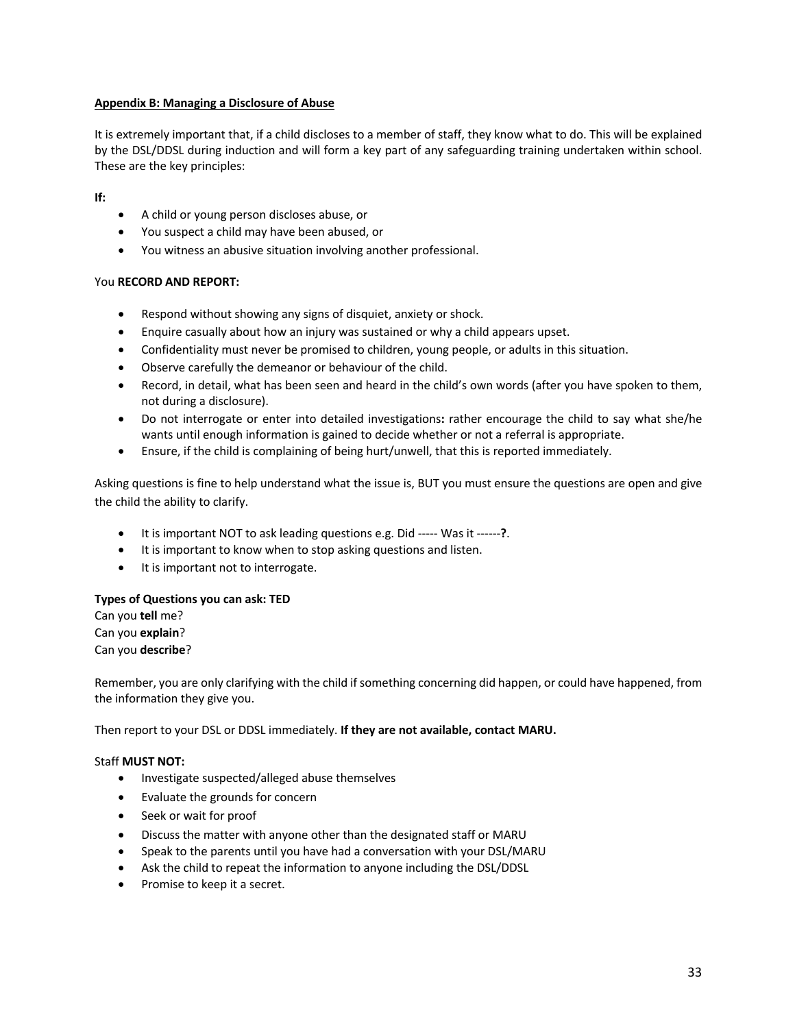**Appendix B: Managing a Disclosure of Abuse**

It is extremely important that, if a child discloses to a member of staff, they know what to do. This will be explained by the DSL/DDSL during induction and will form a key part of any safeguarding training undertaken within school. These are the key principles:

**If:**

- A child or young person discloses abuse, or
- You suspect a child may have been abused, or
- You witness an abusive situation involving another professional.

You **RECORD AND REPORT:**

- Respond without showing any signs of disquiet, anxiety or shock.
- Enquire casually about how an injury was sustained or why a child appears upset.
- Confidentiality must never be promised to children, young people, or adults in this situation.
- Observe carefully the demeanor or behaviour of the child.
- Record, in detail, what has been seen and heard in the child's own words (after you have spoken to them, not during a disclosure).
- Do not interrogate or enter into detailed investigations**:** rather encourage the child to say what she/he wants until enough information is gained to decide whether or not a referral is appropriate.
- Ensure, if the child is complaining of being hurt/unwell, that this is reported immediately.

Asking questions is fine to help understand what the issue is, BUT you must ensure the questions are open and give the child the ability to clarify.

- It is important NOT to ask leading questions e.g. Did ----- Was it ------**?**.
- It is important to know when to stop asking questions and listen.
- It is important not to interrogate.

**Types of Questions you can ask: TED**
Can you **tell** me?
Can you **explain**?
Can you **describe**?

Remember, you are only clarifying with the child if something concerning did happen, or could have happened, from the information they give you.

Then report to your DSL or DDSL immediately. **If they are not available, contact MARU.**

Staff **MUST NOT:**

- Investigate suspected/alleged abuse themselves
- Evaluate the grounds for concern
- Seek or wait for proof
- Discuss the matter with anyone other than the designated staff or MARU
- Speak to the parents until you have had a conversation with your DSL/MARU
- Ask the child to repeat the information to anyone including the DSL/DDSL
- Promise to keep it a secret.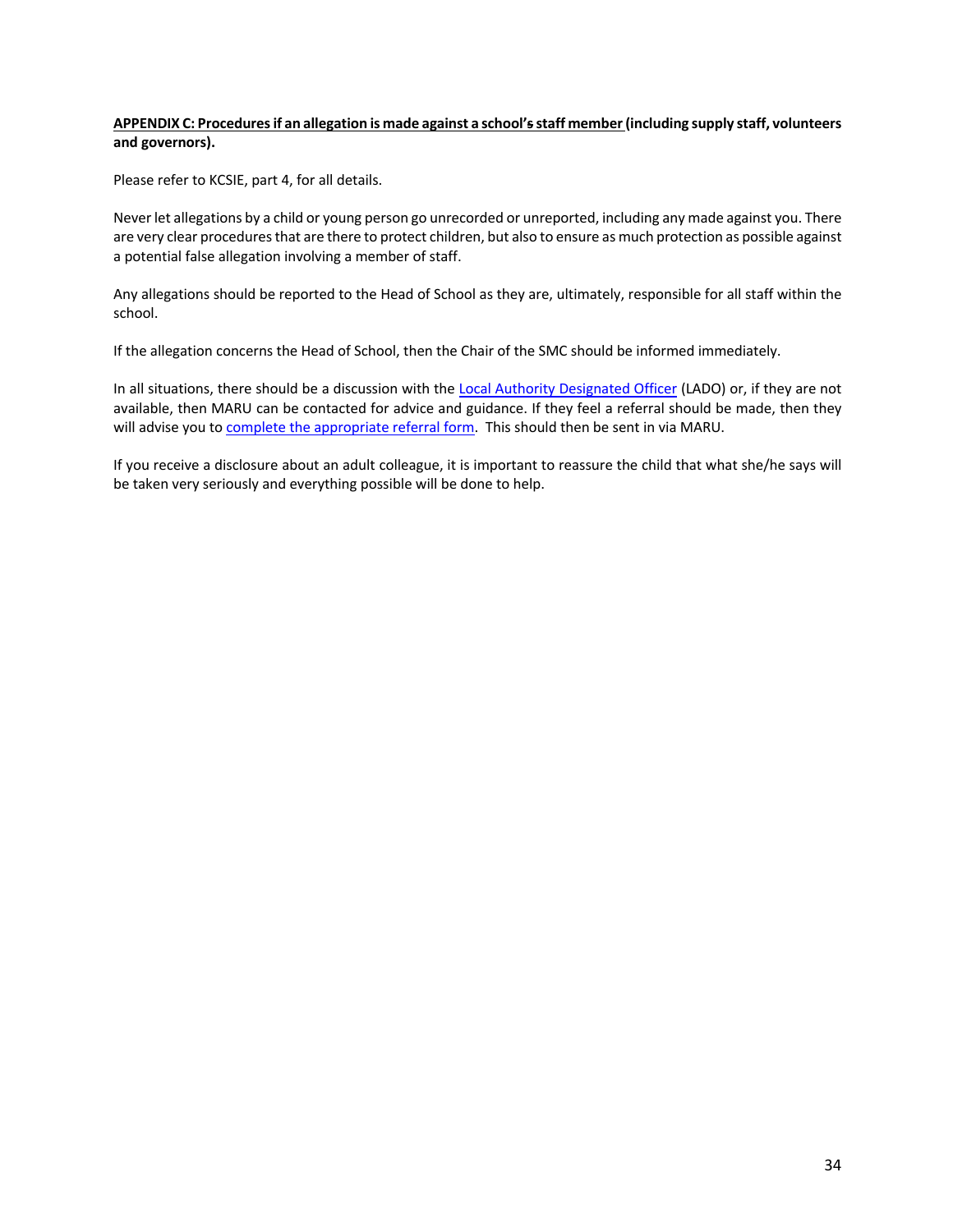**APPENDIX C: Procedures if an allegation is made against a school's staff member (including supply staff, volunteers and governors).**

Please refer to KCSIE, part 4, for all details.

Never let allegations by a child or young person go unrecorded or unreported, including any made against you. There are very clear procedures that are there to protect children, but also to ensure as much protection as possible against a potential false allegation involving a member of staff.

Any allegations should be reported to the Head of School as they are, ultimately, responsible for all staff within the school.

If the allegation concerns the Head of School, then the Chair of the SMC should be informed immediately.

In all situations, there should be a discussion with the Local Authority Designated Officer (LADO) or, if they are not available, then MARU can be contacted for advice and guidance. If they feel a referral should be made, then they will advise you to complete the appropriate referral form. This should then be sent in via MARU.

If you receive a disclosure about an adult colleague, it is important to reassure the child that what she/he says will be taken very seriously and everything possible will be done to help.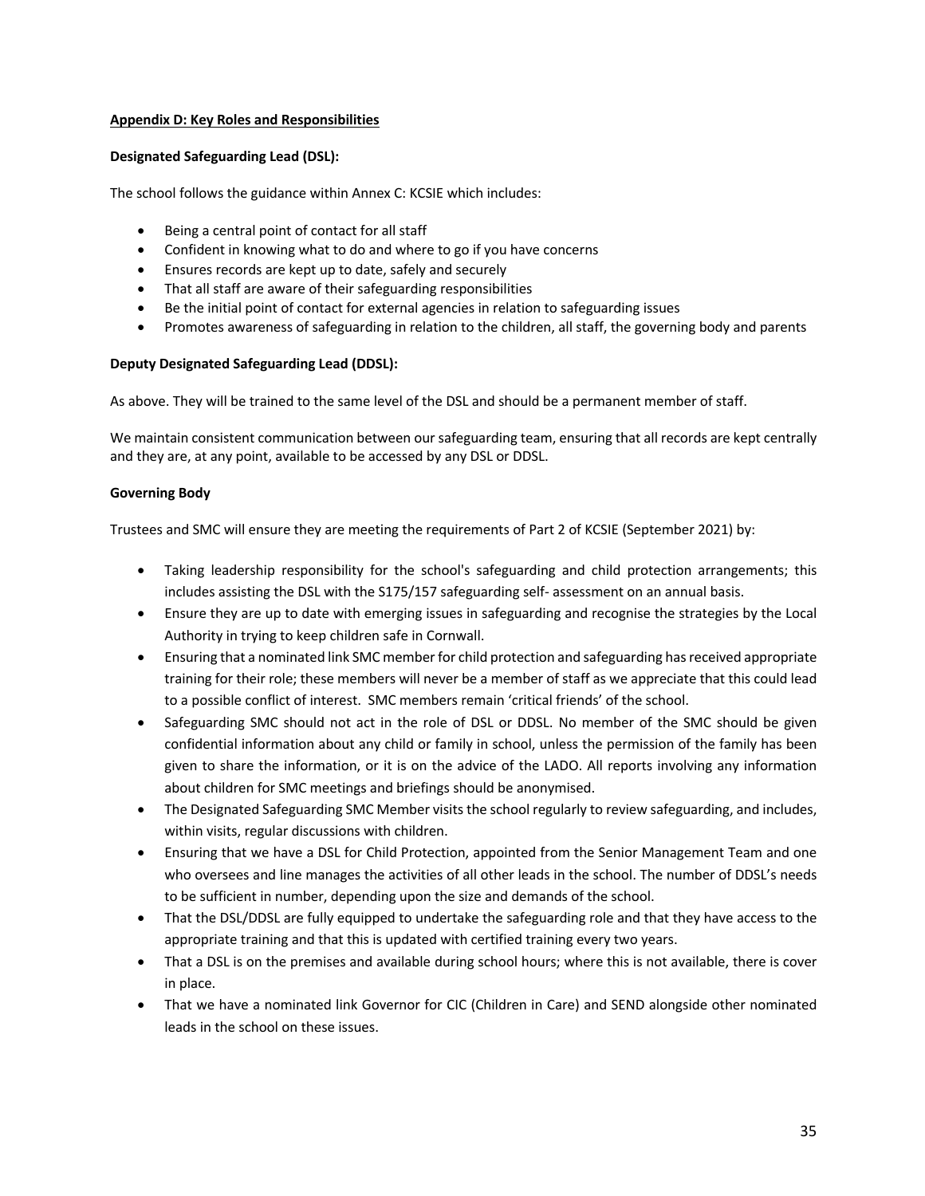**Appendix D: Key Roles and Responsibilities**

**Designated Safeguarding Lead (DSL):**

The school follows the guidance within Annex C: KCSIE which includes:

- Being a central point of contact for all staff
- Confident in knowing what to do and where to go if you have concerns
- Ensures records are kept up to date, safely and securely
- That all staff are aware of their safeguarding responsibilities
- Be the initial point of contact for external agencies in relation to safeguarding issues
- Promotes awareness of safeguarding in relation to the children, all staff, the governing body and parents

**Deputy Designated Safeguarding Lead (DDSL):**

As above. They will be trained to the same level of the DSL and should be a permanent member of staff.

We maintain consistent communication between our safeguarding team, ensuring that all records are kept centrally and they are, at any point, available to be accessed by any DSL or DDSL.

**Governing Body**

Trustees and SMC will ensure they are meeting the requirements of Part 2 of KCSIE (September 2021) by:

- Taking leadership responsibility for the school's safeguarding and child protection arrangements; this includes assisting the DSL with the S175/157 safeguarding self- assessment on an annual basis.
- Ensure they are up to date with emerging issues in safeguarding and recognise the strategies by the Local Authority in trying to keep children safe in Cornwall.
- Ensuring that a nominated link SMC member for child protection and safeguarding has received appropriate training for their role; these members will never be a member of staff as we appreciate that this could lead to a possible conflict of interest. SMC members remain 'critical friends' of the school.
- Safeguarding SMC should not act in the role of DSL or DDSL. No member of the SMC should be given confidential information about any child or family in school, unless the permission of the family has been given to share the information, or it is on the advice of the LADO. All reports involving any information about children for SMC meetings and briefings should be anonymised.
- The Designated Safeguarding SMC Member visits the school regularly to review safeguarding, and includes, within visits, regular discussions with children.
- Ensuring that we have a DSL for Child Protection, appointed from the Senior Management Team and one who oversees and line manages the activities of all other leads in the school. The number of DDSL's needs to be sufficient in number, depending upon the size and demands of the school.
- That the DSL/DDSL are fully equipped to undertake the safeguarding role and that they have access to the appropriate training and that this is updated with certified training every two years.
- That a DSL is on the premises and available during school hours; where this is not available, there is cover in place.
- That we have a nominated link Governor for CIC (Children in Care) and SEND alongside other nominated leads in the school on these issues.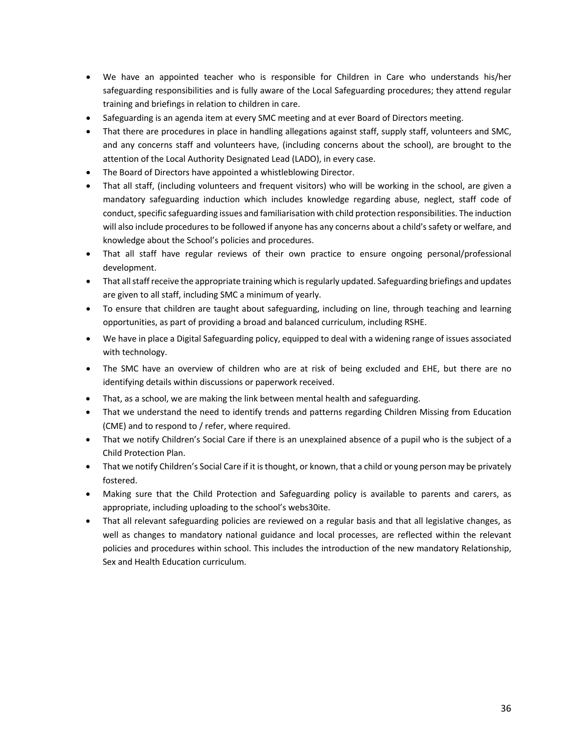- We have an appointed teacher who is responsible for Children in Care who understands his/her safeguarding responsibilities and is fully aware of the Local Safeguarding procedures; they attend regular training and briefings in relation to children in care.
- Safeguarding is an agenda item at every SMC meeting and at ever Board of Directors meeting.
- That there are procedures in place in handling allegations against staff, supply staff, volunteers and SMC, and any concerns staff and volunteers have, (including concerns about the school), are brought to the attention of the Local Authority Designated Lead (LADO), in every case.
- The Board of Directors have appointed a whistleblowing Director.
- That all staff, (including volunteers and frequent visitors) who will be working in the school, are given a mandatory safeguarding induction which includes knowledge regarding abuse, neglect, staff code of conduct, specific safeguarding issues and familiarisation with child protection responsibilities. The induction will also include procedures to be followed if anyone has any concerns about a child's safety or welfare, and knowledge about the School's policies and procedures.
- That all staff have regular reviews of their own practice to ensure ongoing personal/professional development.
- That all staff receive the appropriate training which is regularly updated. Safeguarding briefings and updates are given to all staff, including SMC a minimum of yearly.
- To ensure that children are taught about safeguarding, including on line, through teaching and learning opportunities, as part of providing a broad and balanced curriculum, including RSHE.
- We have in place a Digital Safeguarding policy, equipped to deal with a widening range of issues associated with technology.
- The SMC have an overview of children who are at risk of being excluded and EHE, but there are no identifying details within discussions or paperwork received.
- That, as a school, we are making the link between mental health and safeguarding.
- That we understand the need to identify trends and patterns regarding Children Missing from Education (CME) and to respond to / refer, where required.
- That we notify Children's Social Care if there is an unexplained absence of a pupil who is the subject of a Child Protection Plan.
- That we notify Children's Social Care if it is thought, or known, that a child or young person may be privately fostered.
- Making sure that the Child Protection and Safeguarding policy is available to parents and carers, as appropriate, including uploading to the school's webs30ite.
- That all relevant safeguarding policies are reviewed on a regular basis and that all legislative changes, as well as changes to mandatory national guidance and local processes, are reflected within the relevant policies and procedures within school. This includes the introduction of the new mandatory Relationship, Sex and Health Education curriculum.